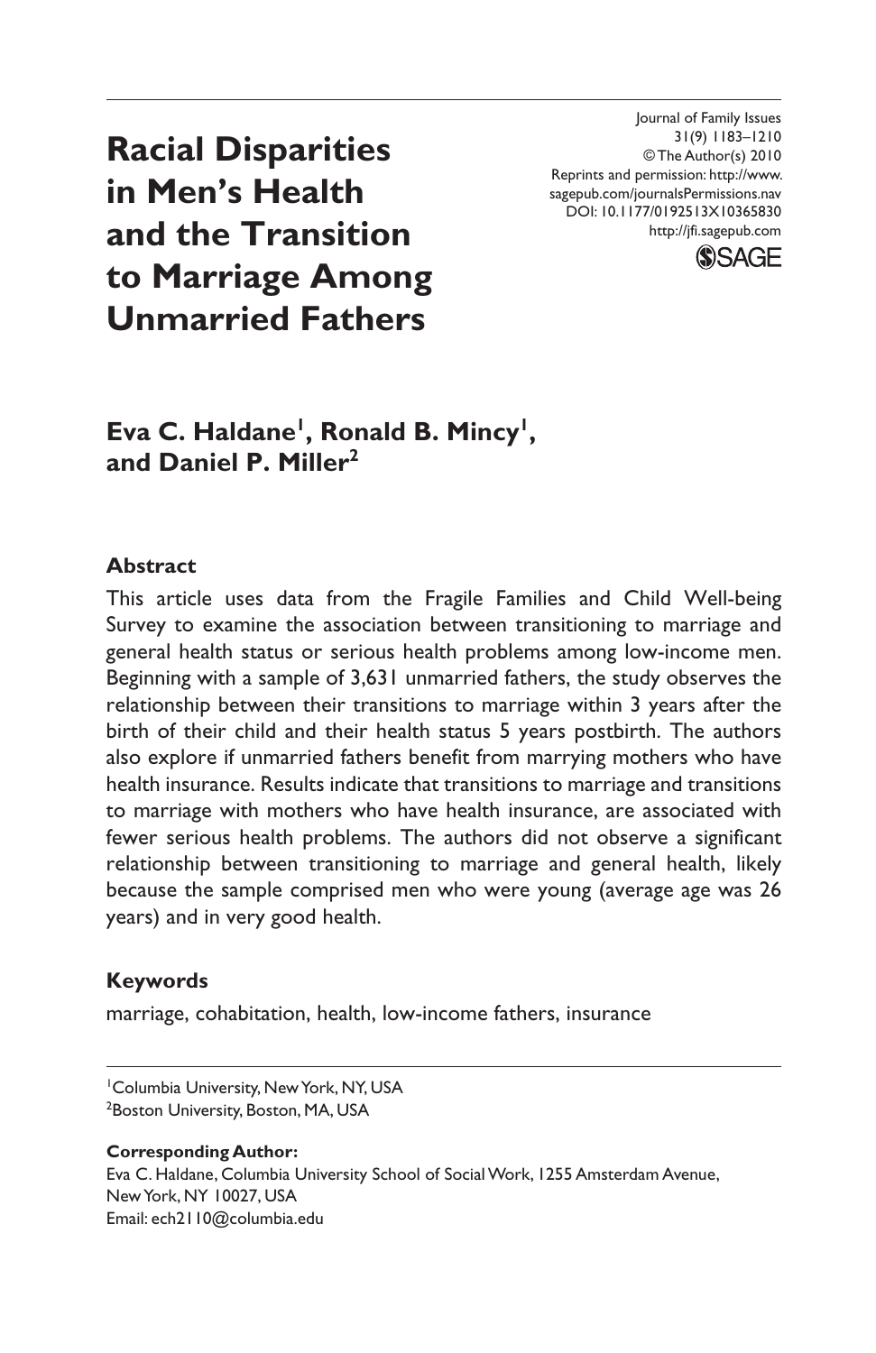# Racial Disparities in Men's Health and the Transition to Marriage Among Unmarried Fathers

Journal of Family Issues
31(9) 1183–1210
© The Author(s) 2010
Reprints and permission: http://www.sagepub.com/journalsPermissions.nav
DOI: 10.1177/0192513X10365830
http://jfi.sagepub.com

**Eva C. Haldane[1], Ronald B. Mincy[1], and Daniel P. Miller[2]**

## Abstract

This article uses data from the Fragile Families and Child Well-being Survey to examine the association between transitioning to marriage and general health status or serious health problems among low-income men. Beginning with a sample of 3,631 unmarried fathers, the study observes the relationship between their transitions to marriage within 3 years after the birth of their child and their health status 5 years postbirth. The authors also explore if unmarried fathers benefit from marrying mothers who have health insurance. Results indicate that transitions to marriage and transitions to marriage with mothers who have health insurance, are associated with fewer serious health problems. The authors did not observe a significant relationship between transitioning to marriage and general health, likely because the sample comprised men who were young (average age was 26 years) and in very good health.

## Keywords

marriage, cohabitation, health, low-income fathers, insurance

[1]Columbia University, New York, NY, USA
[2]Boston University, Boston, MA, USA

**Corresponding Author:**
Eva C. Haldane, Columbia University School of Social Work, 1255 Amsterdam Avenue, New York, NY 10027, USA
Email: ech2110@columbia.edu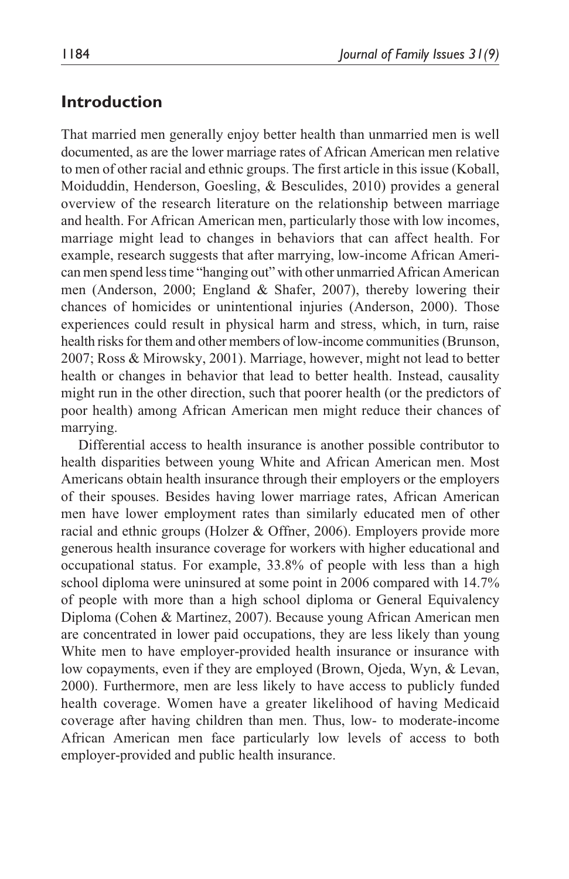## Introduction

That married men generally enjoy better health than unmarried men is well documented, as are the lower marriage rates of African American men relative to men of other racial and ethnic groups. The first article in this issue (Koball, Moiduddin, Henderson, Goesling, & Besculides, 2010) provides a general overview of the research literature on the relationship between marriage and health. For African American men, particularly those with low incomes, marriage might lead to changes in behaviors that can affect health. For example, research suggests that after marrying, low-income African American men spend less time "hanging out" with other unmarried African American men (Anderson, 2000; England & Shafer, 2007), thereby lowering their chances of homicides or unintentional injuries (Anderson, 2000). Those experiences could result in physical harm and stress, which, in turn, raise health risks for them and other members of low-income communities (Brunson, 2007; Ross & Mirowsky, 2001). Marriage, however, might not lead to better health or changes in behavior that lead to better health. Instead, causality might run in the other direction, such that poorer health (or the predictors of poor health) among African American men might reduce their chances of marrying.

Differential access to health insurance is another possible contributor to health disparities between young White and African American men. Most Americans obtain health insurance through their employers or the employers of their spouses. Besides having lower marriage rates, African American men have lower employment rates than similarly educated men of other racial and ethnic groups (Holzer & Offner, 2006). Employers provide more generous health insurance coverage for workers with higher educational and occupational status. For example, 33.8% of people with less than a high school diploma were uninsured at some point in 2006 compared with 14.7% of people with more than a high school diploma or General Equivalency Diploma (Cohen & Martinez, 2007). Because young African American men are concentrated in lower paid occupations, they are less likely than young White men to have employer-provided health insurance or insurance with low copayments, even if they are employed (Brown, Ojeda, Wyn, & Levan, 2000). Furthermore, men are less likely to have access to publicly funded health coverage. Women have a greater likelihood of having Medicaid coverage after having children than men. Thus, low- to moderate-income African American men face particularly low levels of access to both employer-provided and public health insurance.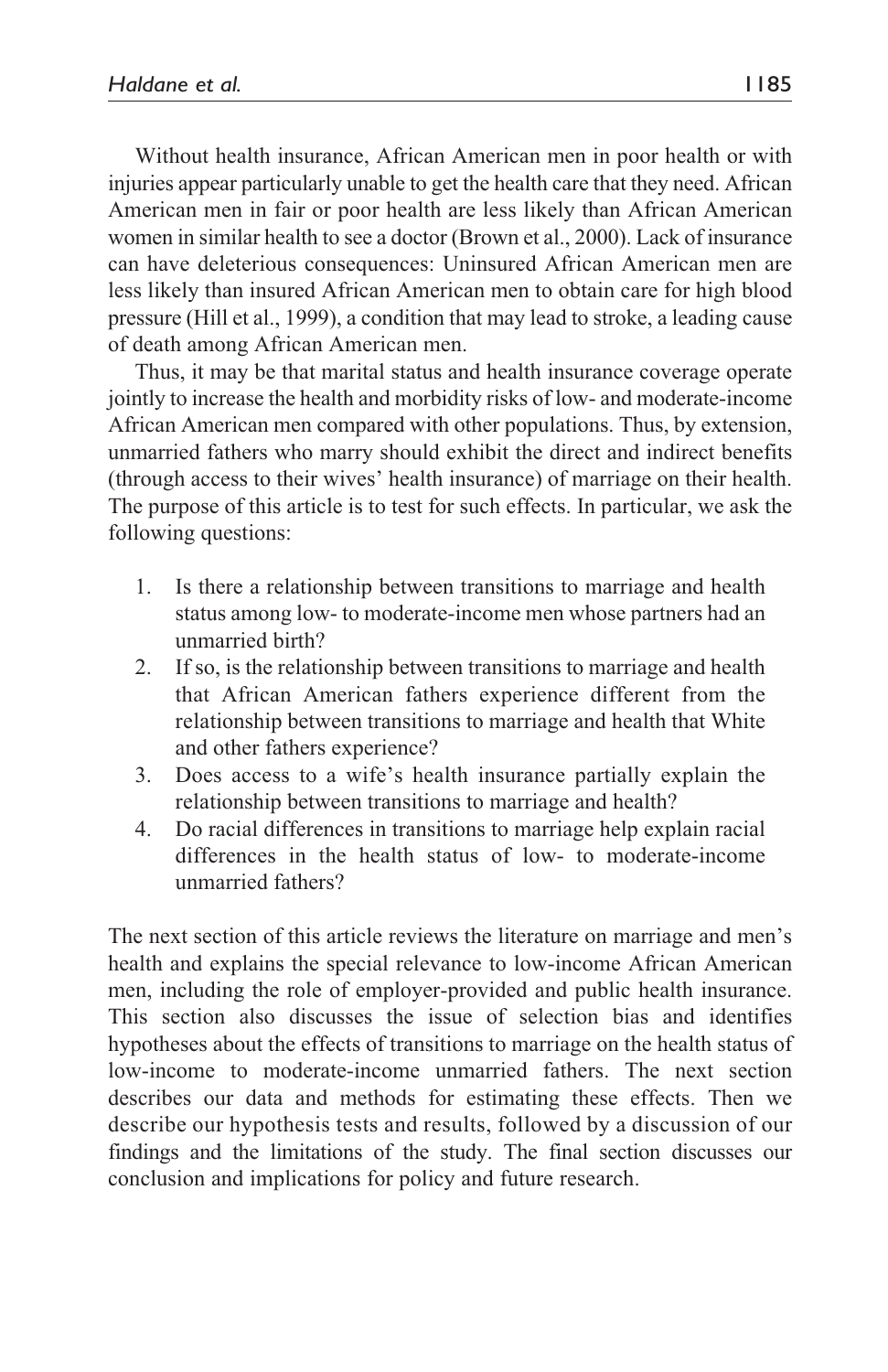Without health insurance, African American men in poor health or with injuries appear particularly unable to get the health care that they need. African American men in fair or poor health are less likely than African American women in similar health to see a doctor (Brown et al., 2000). Lack of insurance can have deleterious consequences: Uninsured African American men are less likely than insured African American men to obtain care for high blood pressure (Hill et al., 1999), a condition that may lead to stroke, a leading cause of death among African American men.

Thus, it may be that marital status and health insurance coverage operate jointly to increase the health and morbidity risks of low- and moderate-income African American men compared with other populations. Thus, by extension, unmarried fathers who marry should exhibit the direct and indirect benefits (through access to their wives' health insurance) of marriage on their health. The purpose of this article is to test for such effects. In particular, we ask the following questions:

1. Is there a relationship between transitions to marriage and health status among low- to moderate-income men whose partners had an unmarried birth?
2. If so, is the relationship between transitions to marriage and health that African American fathers experience different from the relationship between transitions to marriage and health that White and other fathers experience?
3. Does access to a wife's health insurance partially explain the relationship between transitions to marriage and health?
4. Do racial differences in transitions to marriage help explain racial differences in the health status of low- to moderate-income unmarried fathers?

The next section of this article reviews the literature on marriage and men's health and explains the special relevance to low-income African American men, including the role of employer-provided and public health insurance. This section also discusses the issue of selection bias and identifies hypotheses about the effects of transitions to marriage on the health status of low-income to moderate-income unmarried fathers. The next section describes our data and methods for estimating these effects. Then we describe our hypothesis tests and results, followed by a discussion of our findings and the limitations of the study. The final section discusses our conclusion and implications for policy and future research.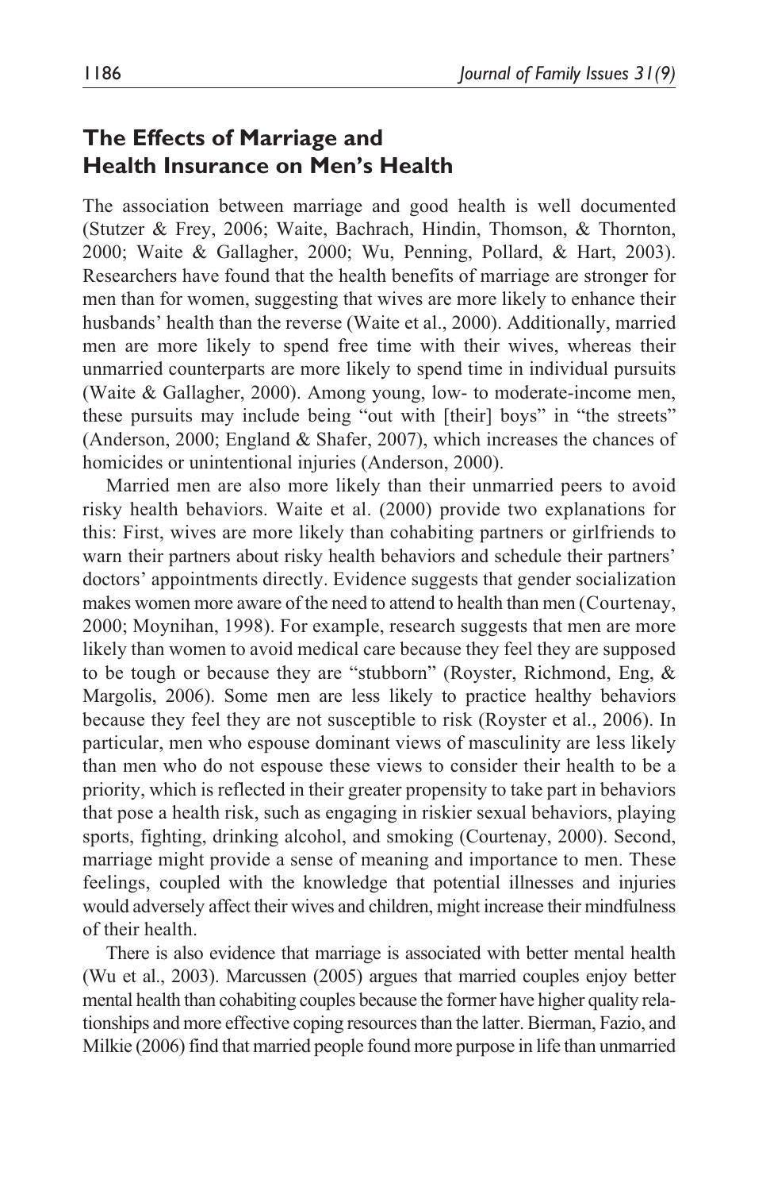## The Effects of Marriage and Health Insurance on Men's Health

The association between marriage and good health is well documented (Stutzer & Frey, 2006; Waite, Bachrach, Hindin, Thomson, & Thornton, 2000; Waite & Gallagher, 2000; Wu, Penning, Pollard, & Hart, 2003). Researchers have found that the health benefits of marriage are stronger for men than for women, suggesting that wives are more likely to enhance their husbands' health than the reverse (Waite et al., 2000). Additionally, married men are more likely to spend free time with their wives, whereas their unmarried counterparts are more likely to spend time in individual pursuits (Waite & Gallagher, 2000). Among young, low- to moderate-income men, these pursuits may include being "out with [their] boys" in "the streets" (Anderson, 2000; England & Shafer, 2007), which increases the chances of homicides or unintentional injuries (Anderson, 2000).

Married men are also more likely than their unmarried peers to avoid risky health behaviors. Waite et al. (2000) provide two explanations for this: First, wives are more likely than cohabiting partners or girlfriends to warn their partners about risky health behaviors and schedule their partners' doctors' appointments directly. Evidence suggests that gender socialization makes women more aware of the need to attend to health than men (Courtenay, 2000; Moynihan, 1998). For example, research suggests that men are more likely than women to avoid medical care because they feel they are supposed to be tough or because they are "stubborn" (Royster, Richmond, Eng, & Margolis, 2006). Some men are less likely to practice healthy behaviors because they feel they are not susceptible to risk (Royster et al., 2006). In particular, men who espouse dominant views of masculinity are less likely than men who do not espouse these views to consider their health to be a priority, which is reflected in their greater propensity to take part in behaviors that pose a health risk, such as engaging in riskier sexual behaviors, playing sports, fighting, drinking alcohol, and smoking (Courtenay, 2000). Second, marriage might provide a sense of meaning and importance to men. These feelings, coupled with the knowledge that potential illnesses and injuries would adversely affect their wives and children, might increase their mindfulness of their health.

There is also evidence that marriage is associated with better mental health (Wu et al., 2003). Marcussen (2005) argues that married couples enjoy better mental health than cohabiting couples because the former have higher quality relationships and more effective coping resources than the latter. Bierman, Fazio, and Milkie (2006) find that married people found more purpose in life than unmarried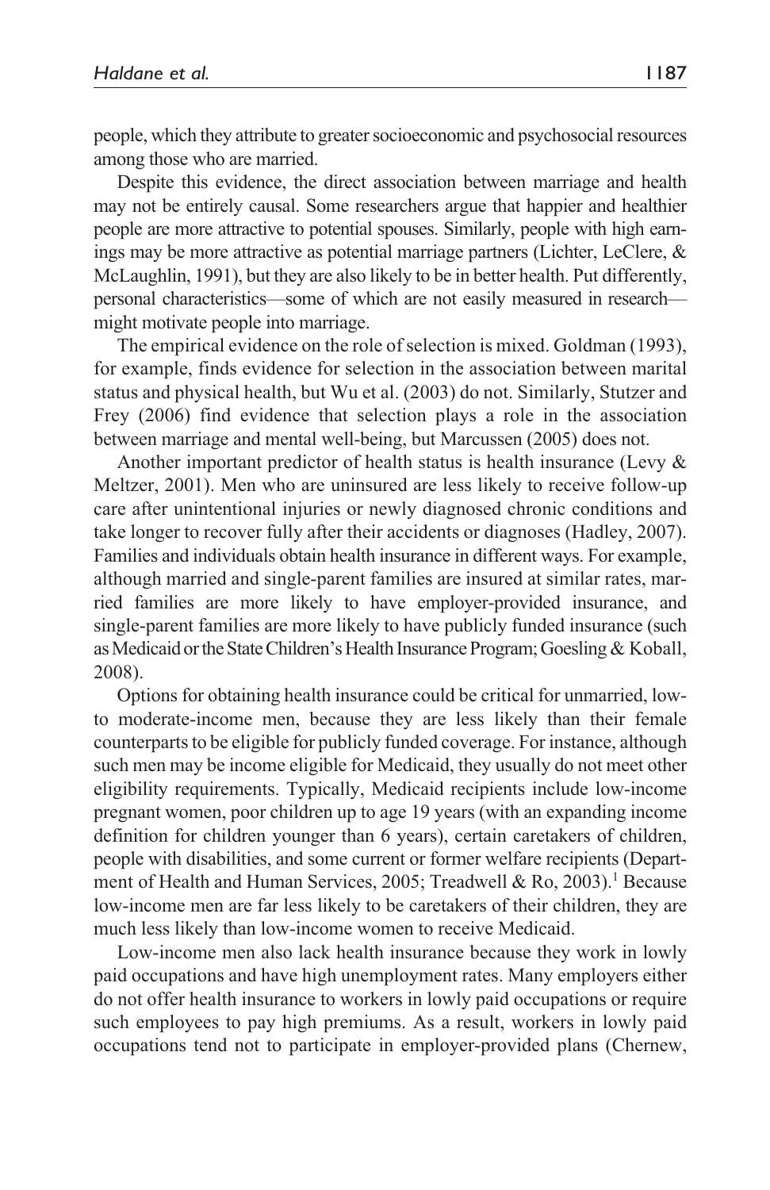people, which they attribute to greater socioeconomic and psychosocial resources among those who are married.

Despite this evidence, the direct association between marriage and health may not be entirely causal. Some researchers argue that happier and healthier people are more attractive to potential spouses. Similarly, people with high earnings may be more attractive as potential marriage partners (Lichter, LeClere, & McLaughlin, 1991), but they are also likely to be in better health. Put differently, personal characteristics—some of which are not easily measured in research—might motivate people into marriage.

The empirical evidence on the role of selection is mixed. Goldman (1993), for example, finds evidence for selection in the association between marital status and physical health, but Wu et al. (2003) do not. Similarly, Stutzer and Frey (2006) find evidence that selection plays a role in the association between marriage and mental well-being, but Marcussen (2005) does not.

Another important predictor of health status is health insurance (Levy & Meltzer, 2001). Men who are uninsured are less likely to receive follow-up care after unintentional injuries or newly diagnosed chronic conditions and take longer to recover fully after their accidents or diagnoses (Hadley, 2007). Families and individuals obtain health insurance in different ways. For example, although married and single-parent families are insured at similar rates, married families are more likely to have employer-provided insurance, and single-parent families are more likely to have publicly funded insurance (such as Medicaid or the State Children's Health Insurance Program; Goesling & Koball, 2008).

Options for obtaining health insurance could be critical for unmarried, low- to moderate-income men, because they are less likely than their female counterparts to be eligible for publicly funded coverage. For instance, although such men may be income eligible for Medicaid, they usually do not meet other eligibility requirements. Typically, Medicaid recipients include low-income pregnant women, poor children up to age 19 years (with an expanding income definition for children younger than 6 years), certain caretakers of children, people with disabilities, and some current or former welfare recipients (Department of Health and Human Services, 2005; Treadwell & Ro, 2003).[1] Because low-income men are far less likely to be caretakers of their children, they are much less likely than low-income women to receive Medicaid.

Low-income men also lack health insurance because they work in lowly paid occupations and have high unemployment rates. Many employers either do not offer health insurance to workers in lowly paid occupations or require such employees to pay high premiums. As a result, workers in lowly paid occupations tend not to participate in employer-provided plans (Chernew,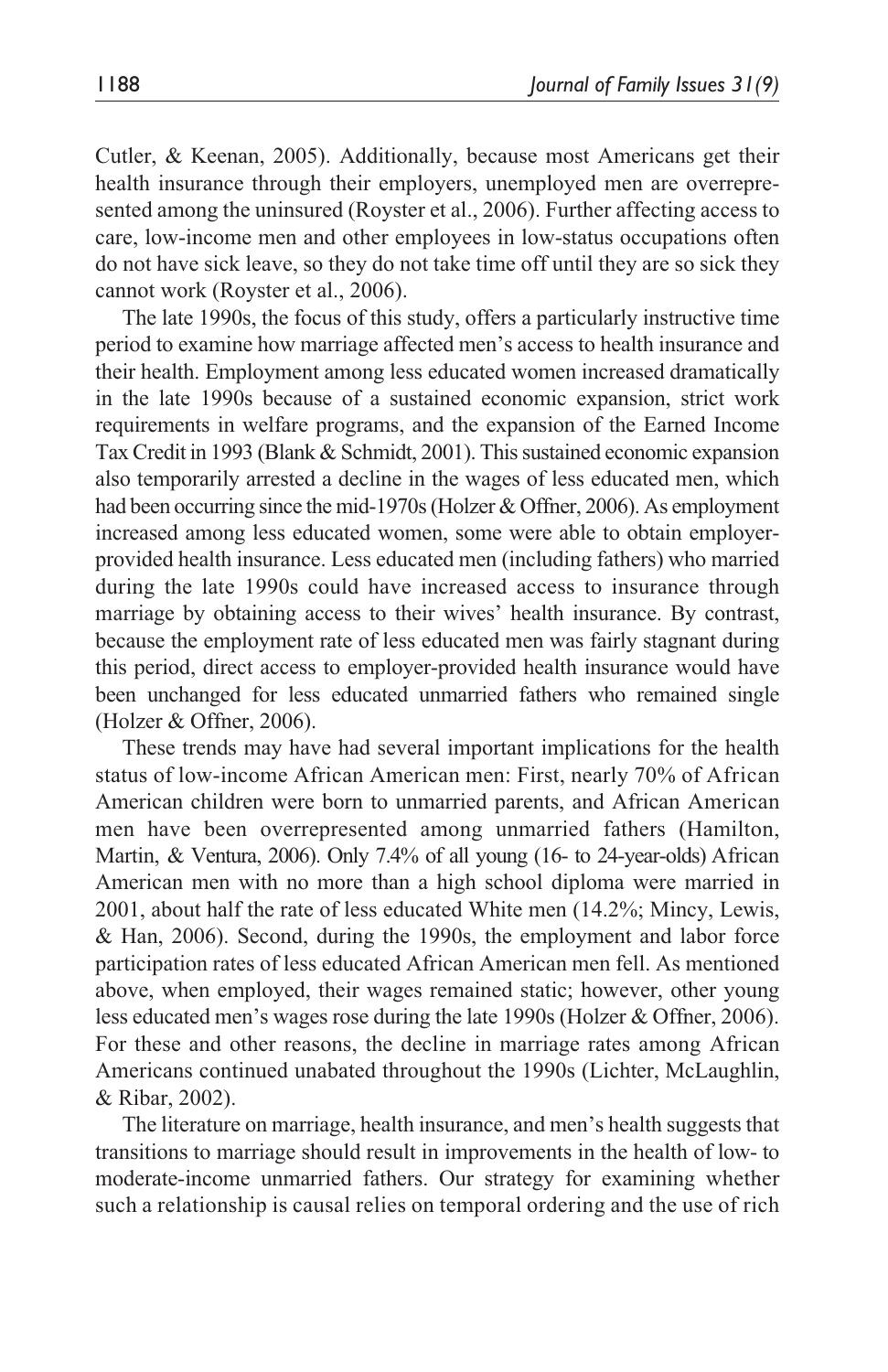Cutler, & Keenan, 2005). Additionally, because most Americans get their health insurance through their employers, unemployed men are overrepresented among the uninsured (Royster et al., 2006). Further affecting access to care, low-income men and other employees in low-status occupations often do not have sick leave, so they do not take time off until they are so sick they cannot work (Royster et al., 2006).

The late 1990s, the focus of this study, offers a particularly instructive time period to examine how marriage affected men's access to health insurance and their health. Employment among less educated women increased dramatically in the late 1990s because of a sustained economic expansion, strict work requirements in welfare programs, and the expansion of the Earned Income Tax Credit in 1993 (Blank & Schmidt, 2001). This sustained economic expansion also temporarily arrested a decline in the wages of less educated men, which had been occurring since the mid-1970s (Holzer & Offner, 2006). As employment increased among less educated women, some were able to obtain employer-provided health insurance. Less educated men (including fathers) who married during the late 1990s could have increased access to insurance through marriage by obtaining access to their wives' health insurance. By contrast, because the employment rate of less educated men was fairly stagnant during this period, direct access to employer-provided health insurance would have been unchanged for less educated unmarried fathers who remained single (Holzer & Offner, 2006).

These trends may have had several important implications for the health status of low-income African American men: First, nearly 70% of African American children were born to unmarried parents, and African American men have been overrepresented among unmarried fathers (Hamilton, Martin, & Ventura, 2006). Only 7.4% of all young (16- to 24-year-olds) African American men with no more than a high school diploma were married in 2001, about half the rate of less educated White men (14.2%; Mincy, Lewis, & Han, 2006). Second, during the 1990s, the employment and labor force participation rates of less educated African American men fell. As mentioned above, when employed, their wages remained static; however, other young less educated men's wages rose during the late 1990s (Holzer & Offner, 2006). For these and other reasons, the decline in marriage rates among African Americans continued unabated throughout the 1990s (Lichter, McLaughlin, & Ribar, 2002).

The literature on marriage, health insurance, and men's health suggests that transitions to marriage should result in improvements in the health of low- to moderate-income unmarried fathers. Our strategy for examining whether such a relationship is causal relies on temporal ordering and the use of rich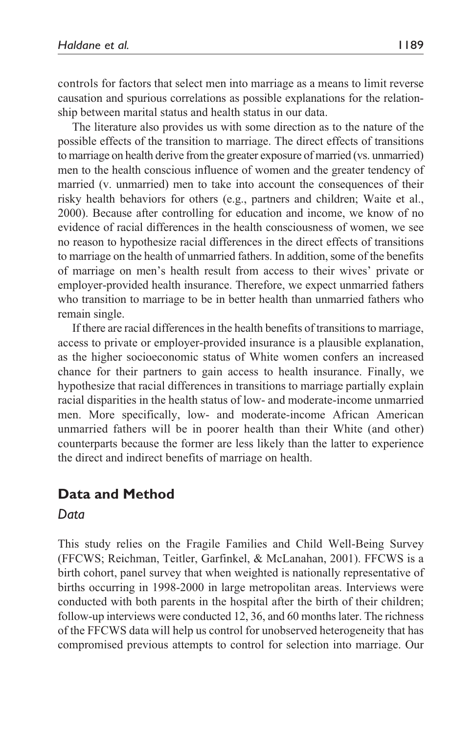controls for factors that select men into marriage as a means to limit reverse causation and spurious correlations as possible explanations for the relationship between marital status and health status in our data.

The literature also provides us with some direction as to the nature of the possible effects of the transition to marriage. The direct effects of transitions to marriage on health derive from the greater exposure of married (vs. unmarried) men to the health conscious influence of women and the greater tendency of married (v. unmarried) men to take into account the consequences of their risky health behaviors for others (e.g., partners and children; Waite et al., 2000). Because after controlling for education and income, we know of no evidence of racial differences in the health consciousness of women, we see no reason to hypothesize racial differences in the direct effects of transitions to marriage on the health of unmarried fathers. In addition, some of the benefits of marriage on men's health result from access to their wives' private or employer-provided health insurance. Therefore, we expect unmarried fathers who transition to marriage to be in better health than unmarried fathers who remain single.

If there are racial differences in the health benefits of transitions to marriage, access to private or employer-provided insurance is a plausible explanation, as the higher socioeconomic status of White women confers an increased chance for their partners to gain access to health insurance. Finally, we hypothesize that racial differences in transitions to marriage partially explain racial disparities in the health status of low- and moderate-income unmarried men. More specifically, low- and moderate-income African American unmarried fathers will be in poorer health than their White (and other) counterparts because the former are less likely than the latter to experience the direct and indirect benefits of marriage on health.

## Data and Method

### *Data*

This study relies on the Fragile Families and Child Well-Being Survey (FFCWS; Reichman, Teitler, Garfinkel, & McLanahan, 2001). FFCWS is a birth cohort, panel survey that when weighted is nationally representative of births occurring in 1998-2000 in large metropolitan areas. Interviews were conducted with both parents in the hospital after the birth of their children; follow-up interviews were conducted 12, 36, and 60 months later. The richness of the FFCWS data will help us control for unobserved heterogeneity that has compromised previous attempts to control for selection into marriage. Our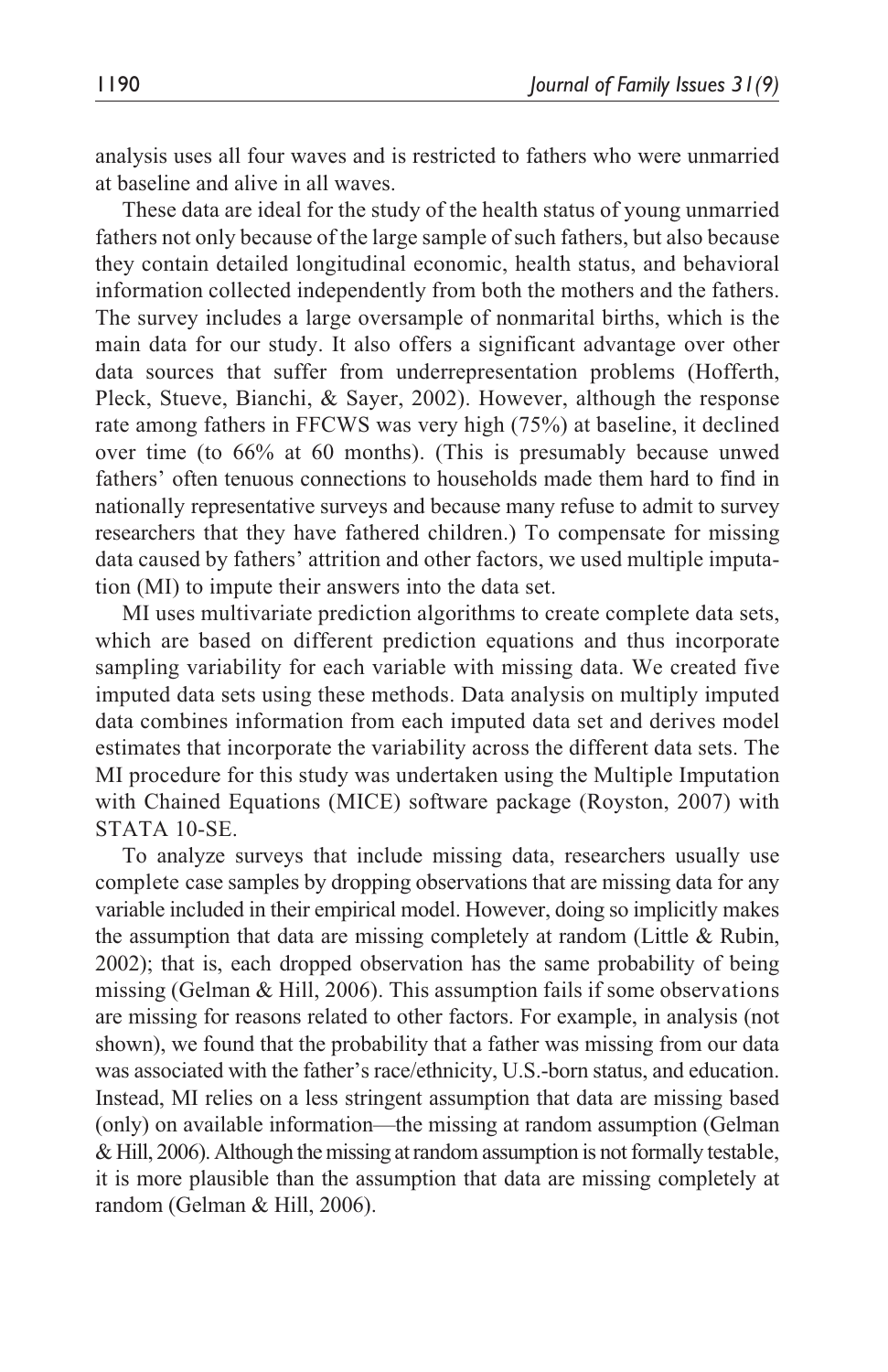analysis uses all four waves and is restricted to fathers who were unmarried at baseline and alive in all waves.

These data are ideal for the study of the health status of young unmarried fathers not only because of the large sample of such fathers, but also because they contain detailed longitudinal economic, health status, and behavioral information collected independently from both the mothers and the fathers. The survey includes a large oversample of nonmarital births, which is the main data for our study. It also offers a significant advantage over other data sources that suffer from underrepresentation problems (Hofferth, Pleck, Stueve, Bianchi, & Sayer, 2002). However, although the response rate among fathers in FFCWS was very high (75%) at baseline, it declined over time (to 66% at 60 months). (This is presumably because unwed fathers' often tenuous connections to households made them hard to find in nationally representative surveys and because many refuse to admit to survey researchers that they have fathered children.) To compensate for missing data caused by fathers' attrition and other factors, we used multiple imputation (MI) to impute their answers into the data set.

MI uses multivariate prediction algorithms to create complete data sets, which are based on different prediction equations and thus incorporate sampling variability for each variable with missing data. We created five imputed data sets using these methods. Data analysis on multiply imputed data combines information from each imputed data set and derives model estimates that incorporate the variability across the different data sets. The MI procedure for this study was undertaken using the Multiple Imputation with Chained Equations (MICE) software package (Royston, 2007) with STATA 10-SE.

To analyze surveys that include missing data, researchers usually use complete case samples by dropping observations that are missing data for any variable included in their empirical model. However, doing so implicitly makes the assumption that data are missing completely at random (Little & Rubin, 2002); that is, each dropped observation has the same probability of being missing (Gelman & Hill, 2006). This assumption fails if some observations are missing for reasons related to other factors. For example, in analysis (not shown), we found that the probability that a father was missing from our data was associated with the father's race/ethnicity, U.S.-born status, and education. Instead, MI relies on a less stringent assumption that data are missing based (only) on available information—the missing at random assumption (Gelman & Hill, 2006). Although the missing at random assumption is not formally testable, it is more plausible than the assumption that data are missing completely at random (Gelman & Hill, 2006).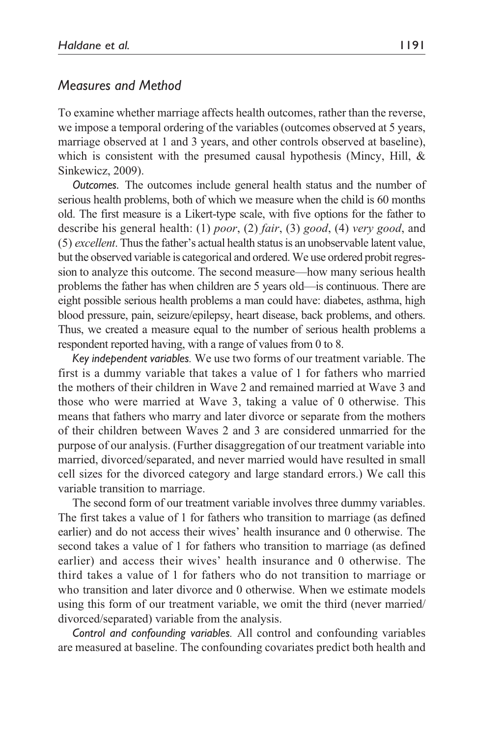## *Measures and Method*

To examine whether marriage affects health outcomes, rather than the reverse, we impose a temporal ordering of the variables (outcomes observed at 5 years, marriage observed at 1 and 3 years, and other controls observed at baseline), which is consistent with the presumed causal hypothesis (Mincy, Hill, & Sinkewicz, 2009).

*Outcomes.* The outcomes include general health status and the number of serious health problems, both of which we measure when the child is 60 months old. The first measure is a Likert-type scale, with five options for the father to describe his general health: (1) *poor*, (2) *fair*, (3) *good*, (4) *very good*, and (5) *excellent*. Thus the father's actual health status is an unobservable latent value, but the observed variable is categorical and ordered. We use ordered probit regression to analyze this outcome. The second measure—how many serious health problems the father has when children are 5 years old—is continuous. There are eight possible serious health problems a man could have: diabetes, asthma, high blood pressure, pain, seizure/epilepsy, heart disease, back problems, and others. Thus, we created a measure equal to the number of serious health problems a respondent reported having, with a range of values from 0 to 8.

*Key independent variables.* We use two forms of our treatment variable. The first is a dummy variable that takes a value of 1 for fathers who married the mothers of their children in Wave 2 and remained married at Wave 3 and those who were married at Wave 3, taking a value of 0 otherwise. This means that fathers who marry and later divorce or separate from the mothers of their children between Waves 2 and 3 are considered unmarried for the purpose of our analysis. (Further disaggregation of our treatment variable into married, divorced/separated, and never married would have resulted in small cell sizes for the divorced category and large standard errors.) We call this variable transition to marriage.

The second form of our treatment variable involves three dummy variables. The first takes a value of 1 for fathers who transition to marriage (as defined earlier) and do not access their wives' health insurance and 0 otherwise. The second takes a value of 1 for fathers who transition to marriage (as defined earlier) and access their wives' health insurance and 0 otherwise. The third takes a value of 1 for fathers who do not transition to marriage or who transition and later divorce and 0 otherwise. When we estimate models using this form of our treatment variable, we omit the third (never married/divorced/separated) variable from the analysis.

*Control and confounding variables.* All control and confounding variables are measured at baseline. The confounding covariates predict both health and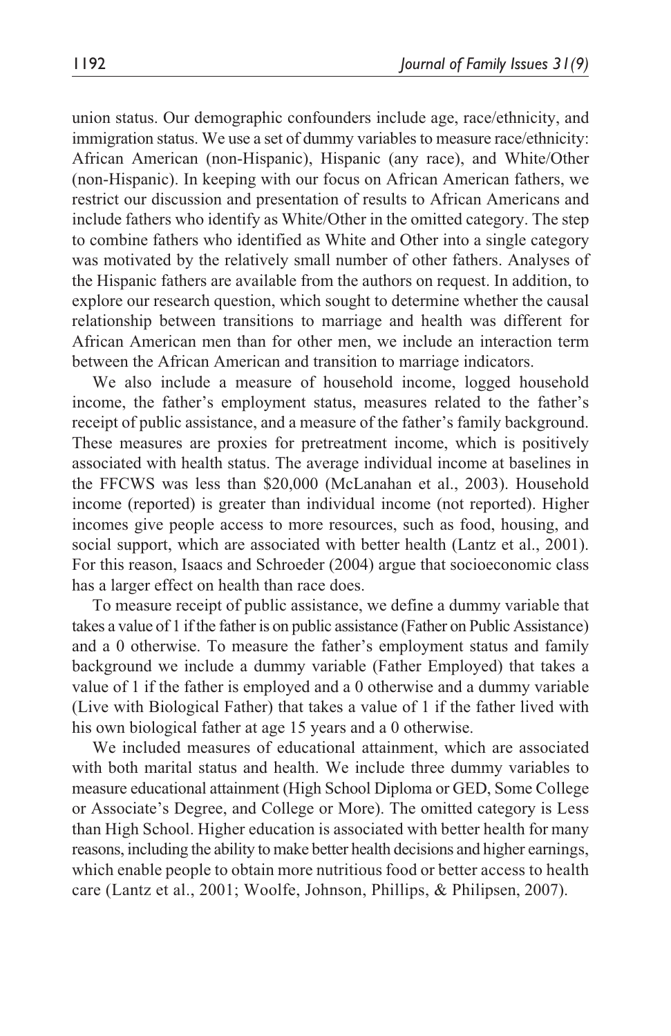union status. Our demographic confounders include age, race/ethnicity, and immigration status. We use a set of dummy variables to measure race/ethnicity: African American (non-Hispanic), Hispanic (any race), and White/Other (non-Hispanic). In keeping with our focus on African American fathers, we restrict our discussion and presentation of results to African Americans and include fathers who identify as White/Other in the omitted category. The step to combine fathers who identified as White and Other into a single category was motivated by the relatively small number of other fathers. Analyses of the Hispanic fathers are available from the authors on request. In addition, to explore our research question, which sought to determine whether the causal relationship between transitions to marriage and health was different for African American men than for other men, we include an interaction term between the African American and transition to marriage indicators.

We also include a measure of household income, logged household income, the father's employment status, measures related to the father's receipt of public assistance, and a measure of the father's family background. These measures are proxies for pretreatment income, which is positively associated with health status. The average individual income at baselines in the FFCWS was less than $20,000 (McLanahan et al., 2003). Household income (reported) is greater than individual income (not reported). Higher incomes give people access to more resources, such as food, housing, and social support, which are associated with better health (Lantz et al., 2001). For this reason, Isaacs and Schroeder (2004) argue that socioeconomic class has a larger effect on health than race does.

To measure receipt of public assistance, we define a dummy variable that takes a value of 1 if the father is on public assistance (Father on Public Assistance) and a 0 otherwise. To measure the father's employment status and family background we include a dummy variable (Father Employed) that takes a value of 1 if the father is employed and a 0 otherwise and a dummy variable (Live with Biological Father) that takes a value of 1 if the father lived with his own biological father at age 15 years and a 0 otherwise.

We included measures of educational attainment, which are associated with both marital status and health. We include three dummy variables to measure educational attainment (High School Diploma or GED, Some College or Associate's Degree, and College or More). The omitted category is Less than High School. Higher education is associated with better health for many reasons, including the ability to make better health decisions and higher earnings, which enable people to obtain more nutritious food or better access to health care (Lantz et al., 2001; Woolfe, Johnson, Phillips, & Philipsen, 2007).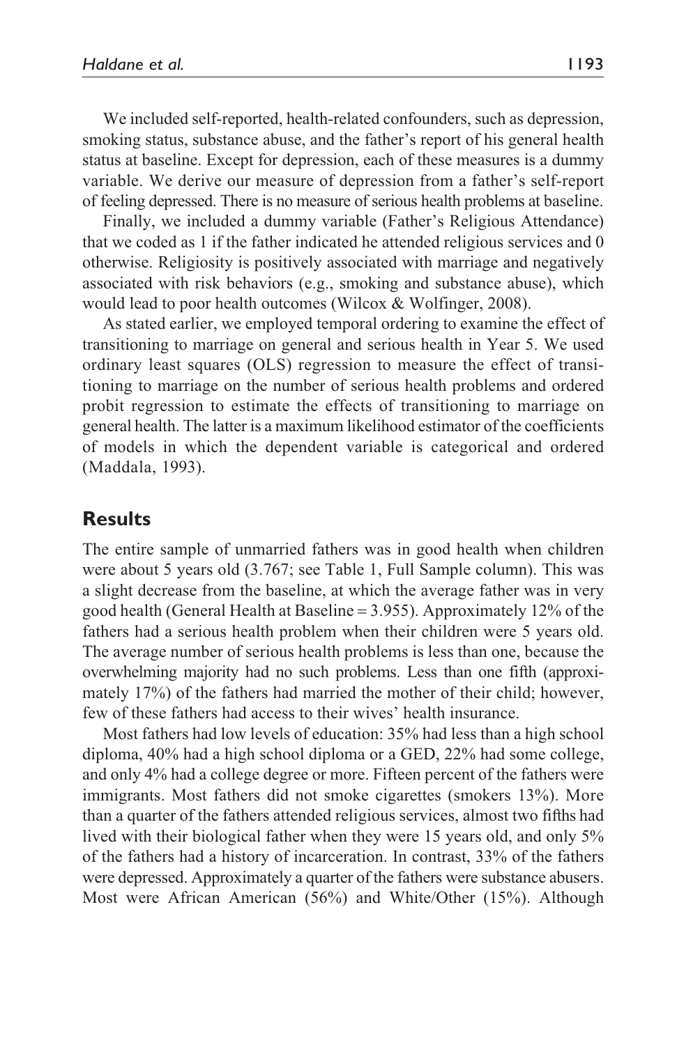We included self-reported, health-related confounders, such as depression, smoking status, substance abuse, and the father's report of his general health status at baseline. Except for depression, each of these measures is a dummy variable. We derive our measure of depression from a father's self-report of feeling depressed. There is no measure of serious health problems at baseline.

Finally, we included a dummy variable (Father's Religious Attendance) that we coded as 1 if the father indicated he attended religious services and 0 otherwise. Religiosity is positively associated with marriage and negatively associated with risk behaviors (e.g., smoking and substance abuse), which would lead to poor health outcomes (Wilcox & Wolfinger, 2008).

As stated earlier, we employed temporal ordering to examine the effect of transitioning to marriage on general and serious health in Year 5. We used ordinary least squares (OLS) regression to measure the effect of transitioning to marriage on the number of serious health problems and ordered probit regression to estimate the effects of transitioning to marriage on general health. The latter is a maximum likelihood estimator of the coefficients of models in which the dependent variable is categorical and ordered (Maddala, 1993).

## Results

The entire sample of unmarried fathers was in good health when children were about 5 years old (3.767; see Table 1, Full Sample column). This was a slight decrease from the baseline, at which the average father was in very good health (General Health at Baseline = 3.955). Approximately 12% of the fathers had a serious health problem when their children were 5 years old. The average number of serious health problems is less than one, because the overwhelming majority had no such problems. Less than one fifth (approximately 17%) of the fathers had married the mother of their child; however, few of these fathers had access to their wives' health insurance.

Most fathers had low levels of education: 35% had less than a high school diploma, 40% had a high school diploma or a GED, 22% had some college, and only 4% had a college degree or more. Fifteen percent of the fathers were immigrants. Most fathers did not smoke cigarettes (smokers 13%). More than a quarter of the fathers attended religious services, almost two fifths had lived with their biological father when they were 15 years old, and only 5% of the fathers had a history of incarceration. In contrast, 33% of the fathers were depressed. Approximately a quarter of the fathers were substance abusers. Most were African American (56%) and White/Other (15%). Although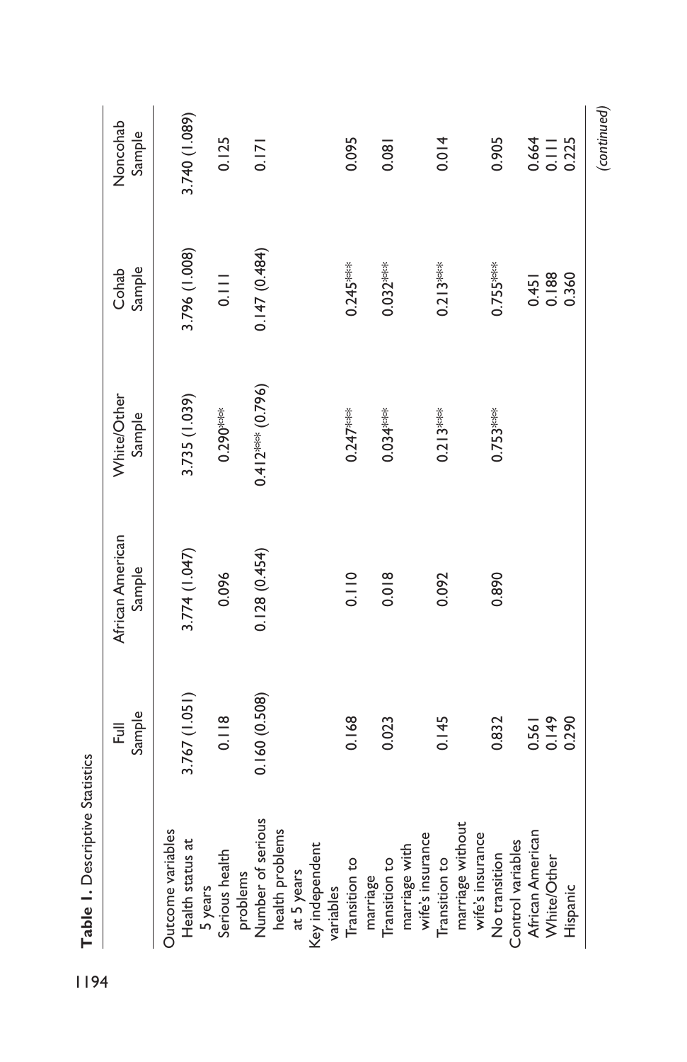**Table 1.** Descriptive Statistics

| | Full Sample | African American Sample | White/Other Sample | Cohab Sample | Noncohab Sample |
|---|---|---|---|---|---|
| Outcome variables | | | | | |
| Health status at 5 years | 3.767 (1.051) | 3.774 (1.047) | 3.735 (1.039) | 3.796 (1.008) | 3.740 (1.089) |
| Serious health problems | 0.118 | 0.096 | 0.290*** | 0.111 | 0.125 |
| Number of serious health problems at 5 years | 0.160 (0.508) | 0.128 (0.454) | 0.412*** (0.796) | 0.147 (0.484) | 0.171 |
| Key independent variables | | | | | |
| Transition to marriage | 0.168 | 0.110 | 0.247*** | 0.245*** | 0.095 |
| Transition to marriage with wife's insurance | 0.023 | 0.018 | 0.034*** | 0.032*** | 0.081 |
| Transition to marriage without wife's insurance | 0.145 | 0.092 | 0.213*** | 0.213*** | 0.014 |
| No transition | 0.832 | 0.890 | 0.753*** | 0.755*** | 0.905 |
| Control variables | | | | | |
| African American | 0.561 | | | 0.451 | 0.664 |
| White/Other | 0.149 | | | 0.188 | 0.111 |
| Hispanic | 0.290 | | | 0.360 | 0.225 |

*(continued)*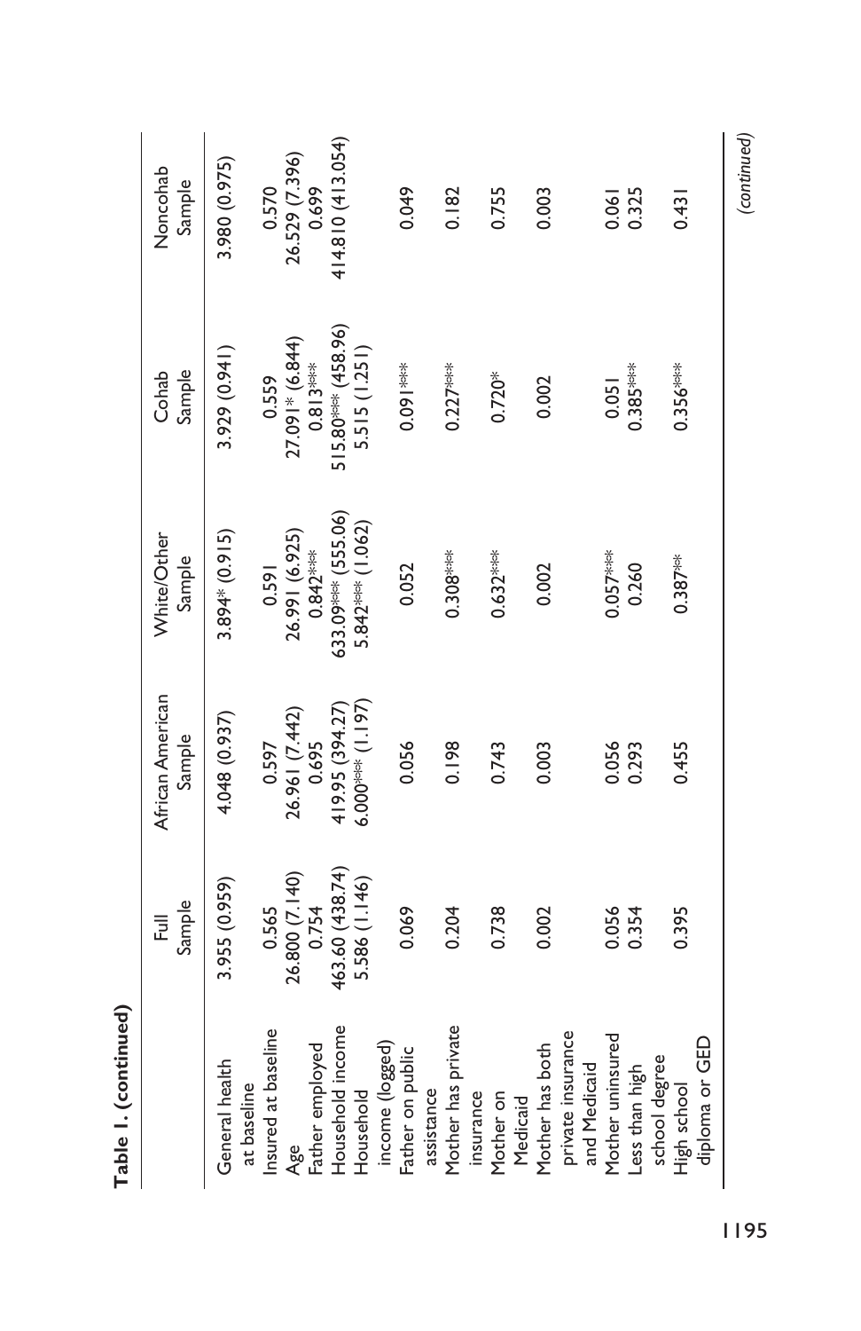**Table 1. (continued)**

| | Full Sample | African American Sample | White/Other Sample | Cohab Sample | Noncohab Sample |
|---|---|---|---|---|---|
| General health at baseline | 3.955 (0.959) | 4.048 (0.937) | 3.894* (0.915) | 3.929 (0.941) | 3.980 (0.975) |
| Insured at baseline | 0.565 | 0.597 | 0.591 | 0.559 | 0.570 |
| Age | 26.800 (7.140) | 26.961 (7.442) | 26.991 (6.925) | 27.091* (6.844) | 26.529 (7.396) |
| Father employed | 0.754 | 0.695 | 0.842*** | 0.813*** | 0.699 |
| Household income | 463.60 (438.74) | 419.95 (394.27) | 633.09*** (555.06) | 515.80*** (458.96) | 414.810 (413.054) |
| Household income (logged) | 5.586 (1.146) | 6.000*** (1.197) | 5.842*** (1.062) | 5.515 (1.251) | |
| Father on public assistance | 0.069 | 0.056 | 0.052 | 0.091*** | 0.049 |
| Mother has private insurance | 0.204 | 0.198 | 0.308*** | 0.227*** | 0.182 |
| Mother on Medicaid | 0.738 | 0.743 | 0.632*** | 0.720* | 0.755 |
| Mother has both private insurance and Medicaid | 0.002 | 0.003 | 0.002 | 0.002 | 0.003 |
| Mother uninsured | 0.056 | 0.056 | 0.057*** | 0.051 | 0.061 |
| Less than high school degree | 0.354 | 0.293 | 0.260 | 0.385*** | 0.325 |
| High school diploma or GED | 0.395 | 0.455 | 0.387** | 0.356*** | 0.431 |

*(continued)*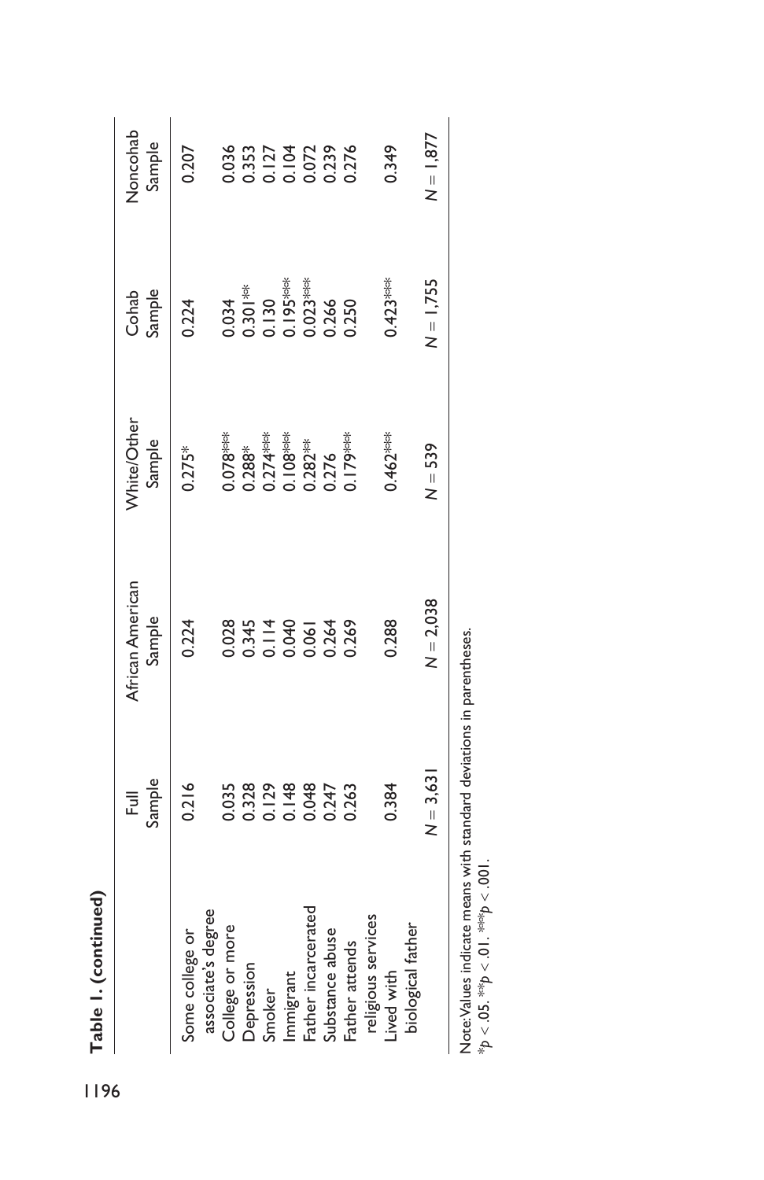**Table 1. (continued)**

| | Full Sample | African American Sample | White/Other Sample | Cohab Sample | Noncohab Sample |
|---|---|---|---|---|---|
| Some college or associate's degree | 0.216 | 0.224 | 0.275* | 0.224 | 0.207 |
| College or more | 0.035 | 0.028 | 0.078*** | 0.034 | 0.036 |
| Depression | 0.328 | 0.345 | 0.288* | 0.301** | 0.353 |
| Smoker | 0.129 | 0.114 | 0.274*** | 0.130 | 0.127 |
| Immigrant | 0.148 | 0.040 | 0.108*** | 0.195*** | 0.104 |
| Father incarcerated | 0.048 | 0.061 | 0.282** | 0.023*** | 0.072 |
| Substance abuse | 0.247 | 0.264 | 0.276 | 0.266 | 0.239 |
| Father attends religious services | 0.263 | 0.269 | 0.179*** | 0.250 | 0.276 |
| Lived with biological father | 0.384 | 0.288 | 0.462*** | 0.423*** | 0.349 |
| | $N = 3,631$ | $N = 2,038$ | $N = 539$ | $N = 1,755$ | $N = 1,877$ |

Note: Values indicate means with standard deviations in parentheses.
*$p < .05$. **$p < .01$. ***$p < .001$.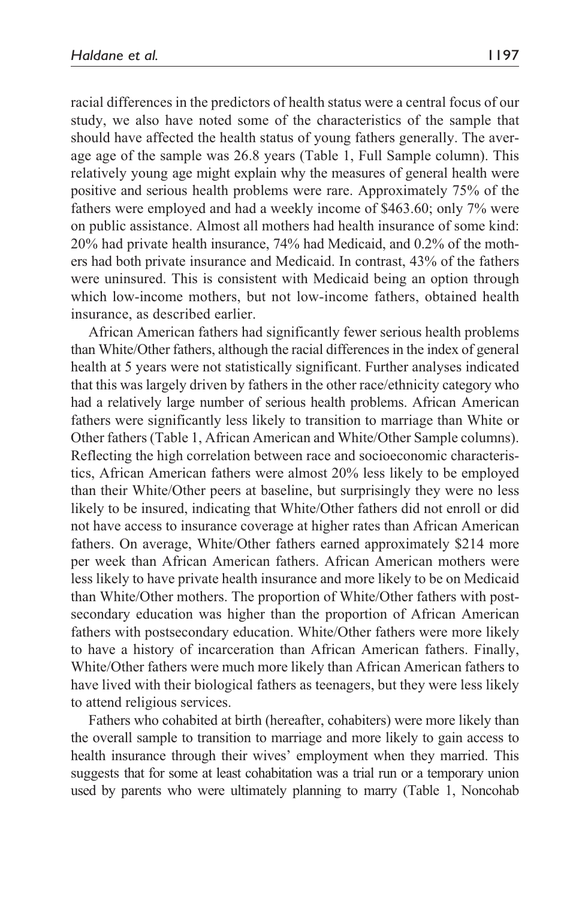racial differences in the predictors of health status were a central focus of our study, we also have noted some of the characteristics of the sample that should have affected the health status of young fathers generally. The average age of the sample was 26.8 years (Table 1, Full Sample column). This relatively young age might explain why the measures of general health were positive and serious health problems were rare. Approximately 75% of the fathers were employed and had a weekly income of $463.60; only 7% were on public assistance. Almost all mothers had health insurance of some kind: 20% had private health insurance, 74% had Medicaid, and 0.2% of the mothers had both private insurance and Medicaid. In contrast, 43% of the fathers were uninsured. This is consistent with Medicaid being an option through which low-income mothers, but not low-income fathers, obtained health insurance, as described earlier.

African American fathers had significantly fewer serious health problems than White/Other fathers, although the racial differences in the index of general health at 5 years were not statistically significant. Further analyses indicated that this was largely driven by fathers in the other race/ethnicity category who had a relatively large number of serious health problems. African American fathers were significantly less likely to transition to marriage than White or Other fathers (Table 1, African American and White/Other Sample columns). Reflecting the high correlation between race and socioeconomic characteristics, African American fathers were almost 20% less likely to be employed than their White/Other peers at baseline, but surprisingly they were no less likely to be insured, indicating that White/Other fathers did not enroll or did not have access to insurance coverage at higher rates than African American fathers. On average, White/Other fathers earned approximately $214 more per week than African American fathers. African American mothers were less likely to have private health insurance and more likely to be on Medicaid than White/Other mothers. The proportion of White/Other fathers with postsecondary education was higher than the proportion of African American fathers with postsecondary education. White/Other fathers were more likely to have a history of incarceration than African American fathers. Finally, White/Other fathers were much more likely than African American fathers to have lived with their biological fathers as teenagers, but they were less likely to attend religious services.

Fathers who cohabited at birth (hereafter, cohabiters) were more likely than the overall sample to transition to marriage and more likely to gain access to health insurance through their wives' employment when they married. This suggests that for some at least cohabitation was a trial run or a temporary union used by parents who were ultimately planning to marry (Table 1, Noncohab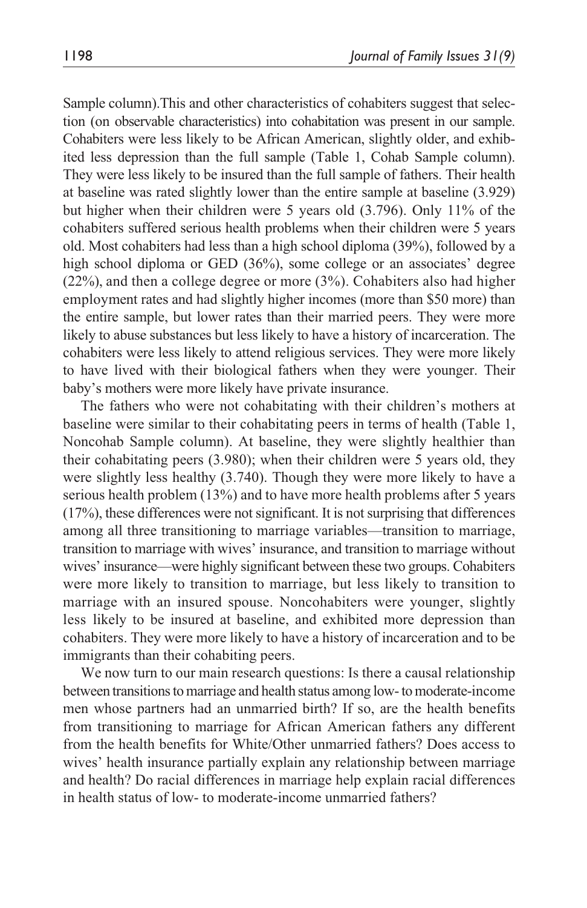Sample column).This and other characteristics of cohabiters suggest that selection (on observable characteristics) into cohabitation was present in our sample. Cohabiters were less likely to be African American, slightly older, and exhibited less depression than the full sample (Table 1, Cohab Sample column). They were less likely to be insured than the full sample of fathers. Their health at baseline was rated slightly lower than the entire sample at baseline (3.929) but higher when their children were 5 years old (3.796). Only 11% of the cohabiters suffered serious health problems when their children were 5 years old. Most cohabiters had less than a high school diploma (39%), followed by a high school diploma or GED (36%), some college or an associates' degree (22%), and then a college degree or more (3%). Cohabiters also had higher employment rates and had slightly higher incomes (more than $50 more) than the entire sample, but lower rates than their married peers. They were more likely to abuse substances but less likely to have a history of incarceration. The cohabiters were less likely to attend religious services. They were more likely to have lived with their biological fathers when they were younger. Their baby's mothers were more likely have private insurance.

The fathers who were not cohabitating with their children's mothers at baseline were similar to their cohabitating peers in terms of health (Table 1, Noncohab Sample column). At baseline, they were slightly healthier than their cohabitating peers (3.980); when their children were 5 years old, they were slightly less healthy (3.740). Though they were more likely to have a serious health problem (13%) and to have more health problems after 5 years (17%), these differences were not significant. It is not surprising that differences among all three transitioning to marriage variables—transition to marriage, transition to marriage with wives' insurance, and transition to marriage without wives' insurance—were highly significant between these two groups. Cohabiters were more likely to transition to marriage, but less likely to transition to marriage with an insured spouse. Noncohabiters were younger, slightly less likely to be insured at baseline, and exhibited more depression than cohabiters. They were more likely to have a history of incarceration and to be immigrants than their cohabiting peers.

We now turn to our main research questions: Is there a causal relationship between transitions to marriage and health status among low- to moderate-income men whose partners had an unmarried birth? If so, are the health benefits from transitioning to marriage for African American fathers any different from the health benefits for White/Other unmarried fathers? Does access to wives' health insurance partially explain any relationship between marriage and health? Do racial differences in marriage help explain racial differences in health status of low- to moderate-income unmarried fathers?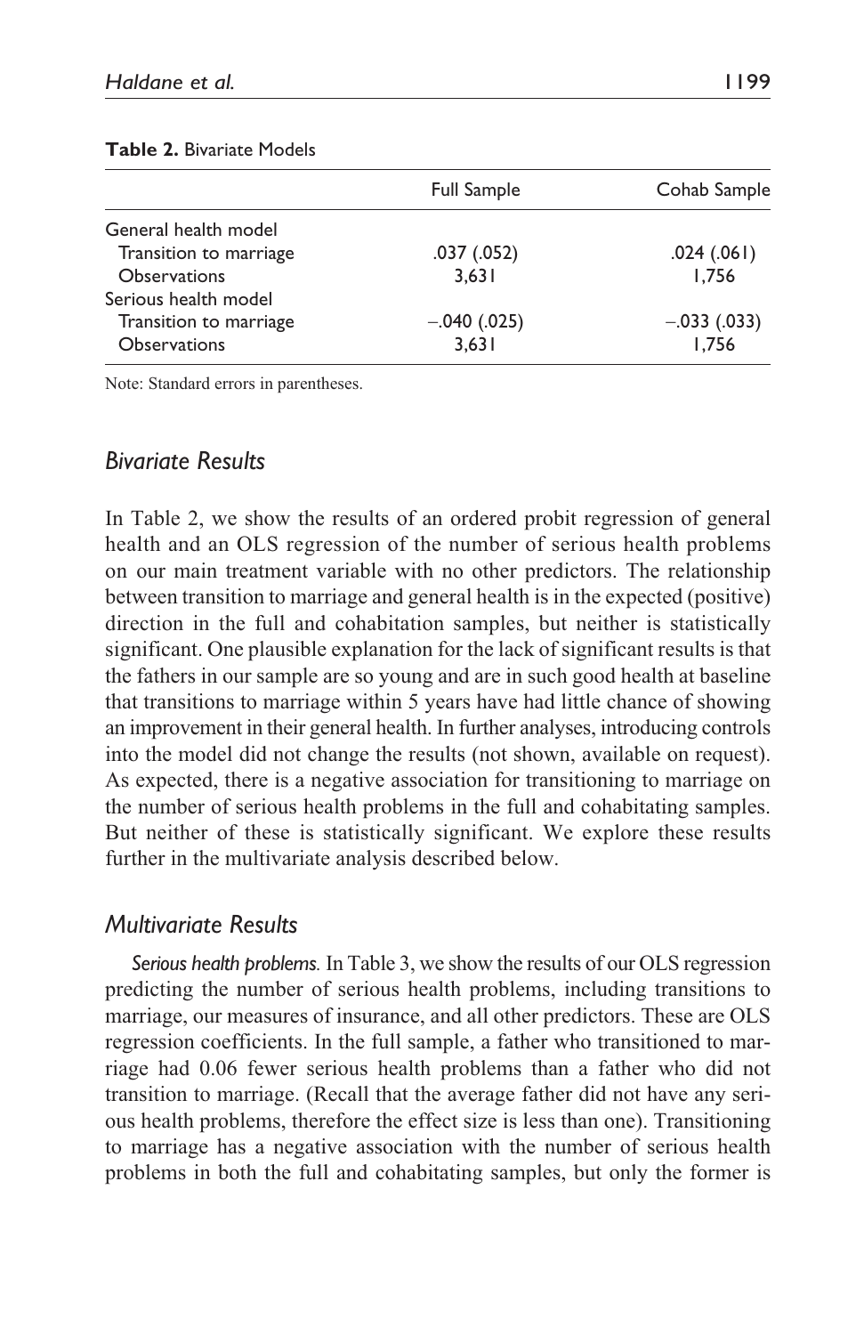**Table 2.** Bivariate Models

| | Full Sample | Cohab Sample |
|---|---|---|
| General health model | | |
| Transition to marriage | .037 (.052) | .024 (.061) |
| Observations | 3,631 | 1,756 |
| Serious health model | | |
| Transition to marriage | −.040 (.025) | −.033 (.033) |
| Observations | 3,631 | 1,756 |

Note: Standard errors in parentheses.

## *Bivariate Results*

In Table 2, we show the results of an ordered probit regression of general health and an OLS regression of the number of serious health problems on our main treatment variable with no other predictors. The relationship between transition to marriage and general health is in the expected (positive) direction in the full and cohabitation samples, but neither is statistically significant. One plausible explanation for the lack of significant results is that the fathers in our sample are so young and are in such good health at baseline that transitions to marriage within 5 years have had little chance of showing an improvement in their general health. In further analyses, introducing controls into the model did not change the results (not shown, available on request). As expected, there is a negative association for transitioning to marriage on the number of serious health problems in the full and cohabitating samples. But neither of these is statistically significant. We explore these results further in the multivariate analysis described below.

## *Multivariate Results*

*Serious health problems.* In Table 3, we show the results of our OLS regression predicting the number of serious health problems, including transitions to marriage, our measures of insurance, and all other predictors. These are OLS regression coefficients. In the full sample, a father who transitioned to marriage had 0.06 fewer serious health problems than a father who did not transition to marriage. (Recall that the average father did not have any serious health problems, therefore the effect size is less than one). Transitioning to marriage has a negative association with the number of serious health problems in both the full and cohabitating samples, but only the former is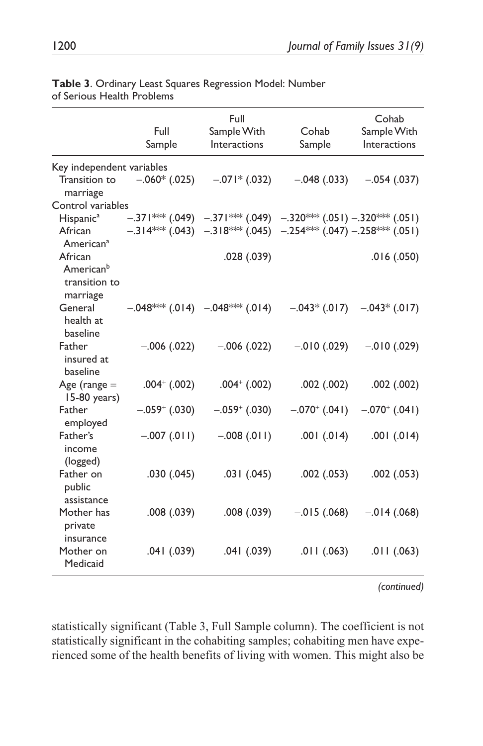**Table 3**. Ordinary Least Squares Regression Model: Number of Serious Health Problems

| | Full Sample | Full Sample With Interactions | Cohab Sample | Cohab Sample With Interactions |
|---|---|---|---|---|
| Key independent variables | | | | |
| Transition to marriage | −.060* (.025) | −.071* (.032) | −.048 (.033) | −.054 (.037) |
| Control variables | | | | |
| Hispanic[a] | −.371*** (.049) | −.371*** (.049) | −.320*** (.051) | −.320*** (.051) |
| African American[a] | −.314*** (.043) | −.318*** (.045) | −.254*** (.047) | −.258*** (.051) |
| African American[b] transition to marriage | | .028 (.039) | | .016 (.050) |
| General health at baseline | −.048*** (.014) | −.048*** (.014) | −.043* (.017) | −.043* (.017) |
| Father insured at baseline | −.006 (.022) | −.006 (.022) | −.010 (.029) | −.010 (.029) |
| Age (range = 15-80 years) | .004⁺ (.002) | .004⁺ (.002) | .002 (.002) | .002 (.002) |
| Father employed | −.059⁺ (.030) | −.059⁺ (.030) | −.070⁺ (.041) | −.070⁺ (.041) |
| Father's income (logged) | −.007 (.011) | −.008 (.011) | .001 (.014) | .001 (.014) |
| Father on public assistance | .030 (.045) | .031 (.045) | .002 (.053) | .002 (.053) |
| Mother has private insurance | .008 (.039) | .008 (.039) | −.015 (.068) | −.014 (.068) |
| Mother on Medicaid | .041 (.039) | .041 (.039) | .011 (.063) | .011 (.063) |

*(continued)*

statistically significant (Table 3, Full Sample column). The coefficient is not statistically significant in the cohabiting samples; cohabiting men have experienced some of the health benefits of living with women. This might also be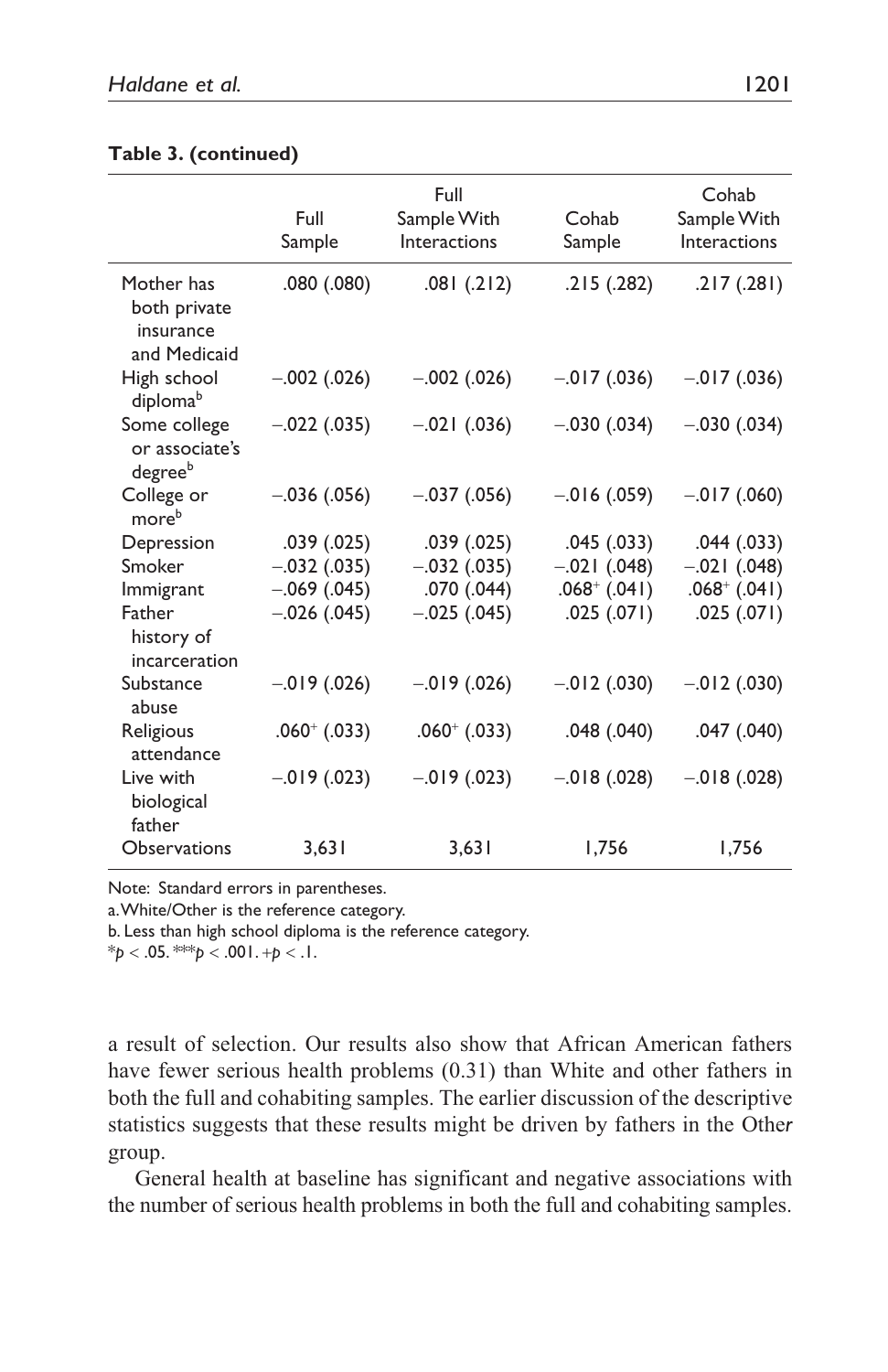**Table 3. (continued)**

| | Full Sample | Full Sample With Interactions | Cohab Sample | Cohab Sample With Interactions |
|---|---|---|---|---|
| Mother has both private insurance and Medicaid | .080 (.080) | .081 (.212) | .215 (.282) | .217 (.281) |
| High school diploma[b] | −.002 (.026) | −.002 (.026) | −.017 (.036) | −.017 (.036) |
| Some college or associate's degree[b] | −.022 (.035) | −.021 (.036) | −.030 (.034) | −.030 (.034) |
| College or more[b] | −.036 (.056) | −.037 (.056) | −.016 (.059) | −.017 (.060) |
| Depression | .039 (.025) | .039 (.025) | .045 (.033) | .044 (.033) |
| Smoker | −.032 (.035) | −.032 (.035) | −.021 (.048) | −.021 (.048) |
| Immigrant | −.069 (.045) | .070 (.044) | .068⁺ (.041) | .068⁺ (.041) |
| Father history of incarceration | −.026 (.045) | −.025 (.045) | .025 (.071) | .025 (.071) |
| Substance abuse | −.019 (.026) | −.019 (.026) | −.012 (.030) | −.012 (.030) |
| Religious attendance | .060⁺ (.033) | .060⁺ (.033) | .048 (.040) | .047 (.040) |
| Live with biological father | −.019 (.023) | −.019 (.023) | −.018 (.028) | −.018 (.028) |
| Observations | 3,631 | 3,631 | 1,756 | 1,756 |

Note: Standard errors in parentheses.

a. White/Other is the reference category.

b. Less than high school diploma is the reference category.

$^{*}p < .05$. $^{***}p < .001$. $^{+}p < .1$.

a result of selection. Our results also show that African American fathers have fewer serious health problems (0.31) than White and other fathers in both the full and cohabiting samples. The earlier discussion of the descriptive statistics suggests that these results might be driven by fathers in the Other group.

General health at baseline has significant and negative associations with the number of serious health problems in both the full and cohabiting samples.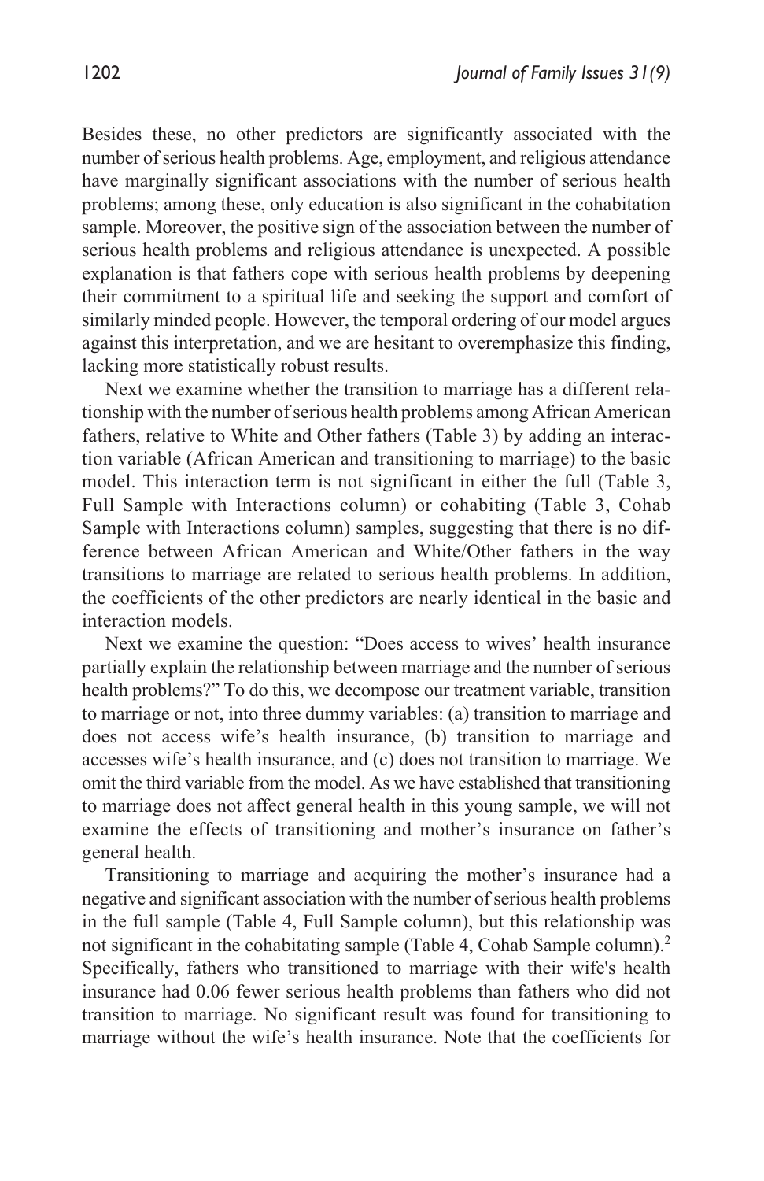Besides these, no other predictors are significantly associated with the number of serious health problems. Age, employment, and religious attendance have marginally significant associations with the number of serious health problems; among these, only education is also significant in the cohabitation sample. Moreover, the positive sign of the association between the number of serious health problems and religious attendance is unexpected. A possible explanation is that fathers cope with serious health problems by deepening their commitment to a spiritual life and seeking the support and comfort of similarly minded people. However, the temporal ordering of our model argues against this interpretation, and we are hesitant to overemphasize this finding, lacking more statistically robust results.

Next we examine whether the transition to marriage has a different relationship with the number of serious health problems among African American fathers, relative to White and Other fathers (Table 3) by adding an interaction variable (African American and transitioning to marriage) to the basic model. This interaction term is not significant in either the full (Table 3, Full Sample with Interactions column) or cohabiting (Table 3, Cohab Sample with Interactions column) samples, suggesting that there is no difference between African American and White/Other fathers in the way transitions to marriage are related to serious health problems. In addition, the coefficients of the other predictors are nearly identical in the basic and interaction models.

Next we examine the question: "Does access to wives' health insurance partially explain the relationship between marriage and the number of serious health problems?" To do this, we decompose our treatment variable, transition to marriage or not, into three dummy variables: (a) transition to marriage and does not access wife's health insurance, (b) transition to marriage and accesses wife's health insurance, and (c) does not transition to marriage. We omit the third variable from the model. As we have established that transitioning to marriage does not affect general health in this young sample, we will not examine the effects of transitioning and mother's insurance on father's general health.

Transitioning to marriage and acquiring the mother's insurance had a negative and significant association with the number of serious health problems in the full sample (Table 4, Full Sample column), but this relationship was not significant in the cohabitating sample (Table 4, Cohab Sample column).[2] Specifically, fathers who transitioned to marriage with their wife's health insurance had 0.06 fewer serious health problems than fathers who did not transition to marriage. No significant result was found for transitioning to marriage without the wife's health insurance. Note that the coefficients for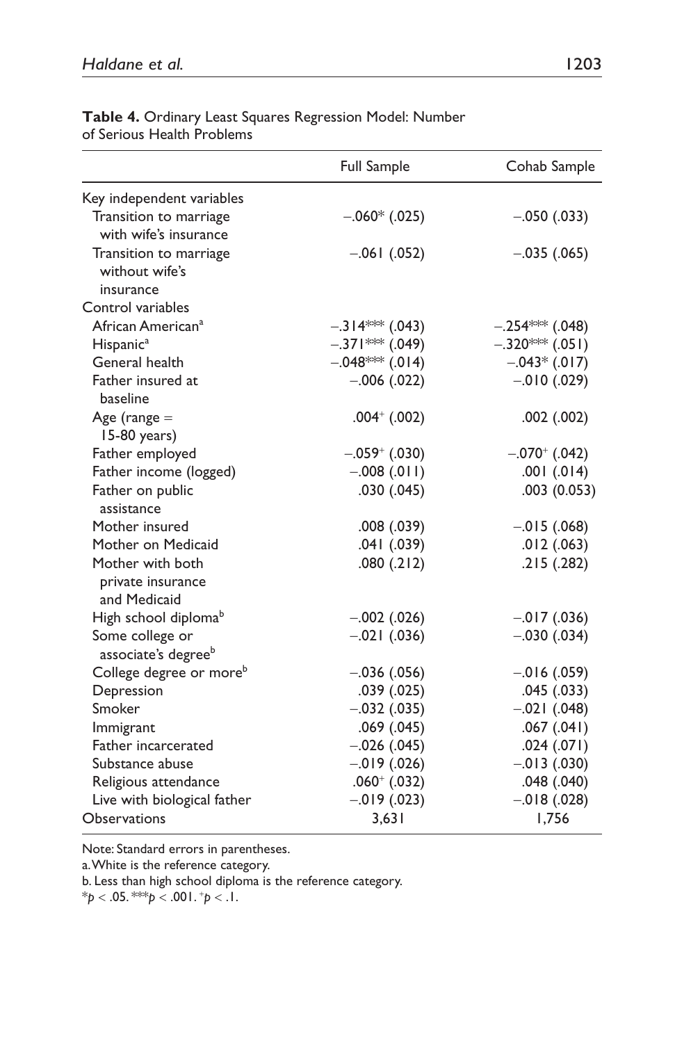**Table 4.** Ordinary Least Squares Regression Model: Number of Serious Health Problems

| | Full Sample | Cohab Sample |
|---|---|---|
| Key independent variables | | |
| Transition to marriage with wife's insurance | −.060* (.025) | −.050 (.033) |
| Transition to marriage without wife's insurance | −.061 (.052) | −.035 (.065) |
| Control variables | | |
| African American[a] | −.314*** (.043) | −.254*** (.048) |
| Hispanic[a] | −.371*** (.049) | −.320*** (.051) |
| General health | −.048*** (.014) | −.043* (.017) |
| Father insured at baseline | −.006 (.022) | −.010 (.029) |
| Age (range = 15-80 years) | .004+ (.002) | .002 (.002) |
| Father employed | −.059+ (.030) | −.070+ (.042) |
| Father income (logged) | −.008 (.011) | .001 (.014) |
| Father on public assistance | .030 (.045) | .003 (0.053) |
| Mother insured | .008 (.039) | −.015 (.068) |
| Mother on Medicaid | .041 (.039) | .012 (.063) |
| Mother with both private insurance and Medicaid | .080 (.212) | .215 (.282) |
| High school diploma[b] | −.002 (.026) | −.017 (.036) |
| Some college or associate's degree[b] | −.021 (.036) | −.030 (.034) |
| College degree or more[b] | −.036 (.056) | −.016 (.059) |
| Depression | .039 (.025) | .045 (.033) |
| Smoker | −.032 (.035) | −.021 (.048) |
| Immigrant | .069 (.045) | .067 (.041) |
| Father incarcerated | −.026 (.045) | .024 (.071) |
| Substance abuse | −.019 (.026) | −.013 (.030) |
| Religious attendance | .060+ (.032) | .048 (.040) |
| Live with biological father | −.019 (.023) | −.018 (.028) |
| Observations | 3,631 | 1,756 |

Note: Standard errors in parentheses.

a. White is the reference category.

b. Less than high school diploma is the reference category.

*$p < .05$. ***$p < .001$. +$p < .1$.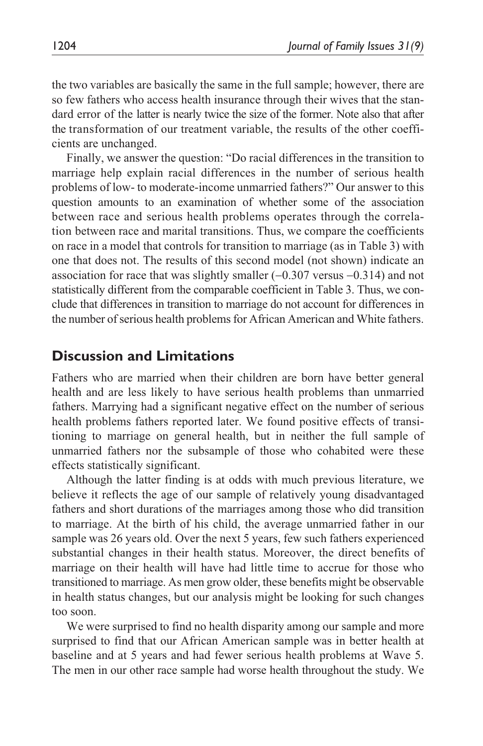the two variables are basically the same in the full sample; however, there are so few fathers who access health insurance through their wives that the standard error of the latter is nearly twice the size of the former. Note also that after the transformation of our treatment variable, the results of the other coefficients are unchanged.

Finally, we answer the question: "Do racial differences in the transition to marriage help explain racial differences in the number of serious health problems of low- to moderate-income unmarried fathers?" Our answer to this question amounts to an examination of whether some of the association between race and serious health problems operates through the correlation between race and marital transitions. Thus, we compare the coefficients on race in a model that controls for transition to marriage (as in Table 3) with one that does not. The results of this second model (not shown) indicate an association for race that was slightly smaller (−0.307 versus −0.314) and not statistically different from the comparable coefficient in Table 3. Thus, we conclude that differences in transition to marriage do not account for differences in the number of serious health problems for African American and White fathers.

## Discussion and Limitations

Fathers who are married when their children are born have better general health and are less likely to have serious health problems than unmarried fathers. Marrying had a significant negative effect on the number of serious health problems fathers reported later. We found positive effects of transitioning to marriage on general health, but in neither the full sample of unmarried fathers nor the subsample of those who cohabited were these effects statistically significant.

Although the latter finding is at odds with much previous literature, we believe it reflects the age of our sample of relatively young disadvantaged fathers and short durations of the marriages among those who did transition to marriage. At the birth of his child, the average unmarried father in our sample was 26 years old. Over the next 5 years, few such fathers experienced substantial changes in their health status. Moreover, the direct benefits of marriage on their health will have had little time to accrue for those who transitioned to marriage. As men grow older, these benefits might be observable in health status changes, but our analysis might be looking for such changes too soon.

We were surprised to find no health disparity among our sample and more surprised to find that our African American sample was in better health at baseline and at 5 years and had fewer serious health problems at Wave 5. The men in our other race sample had worse health throughout the study. We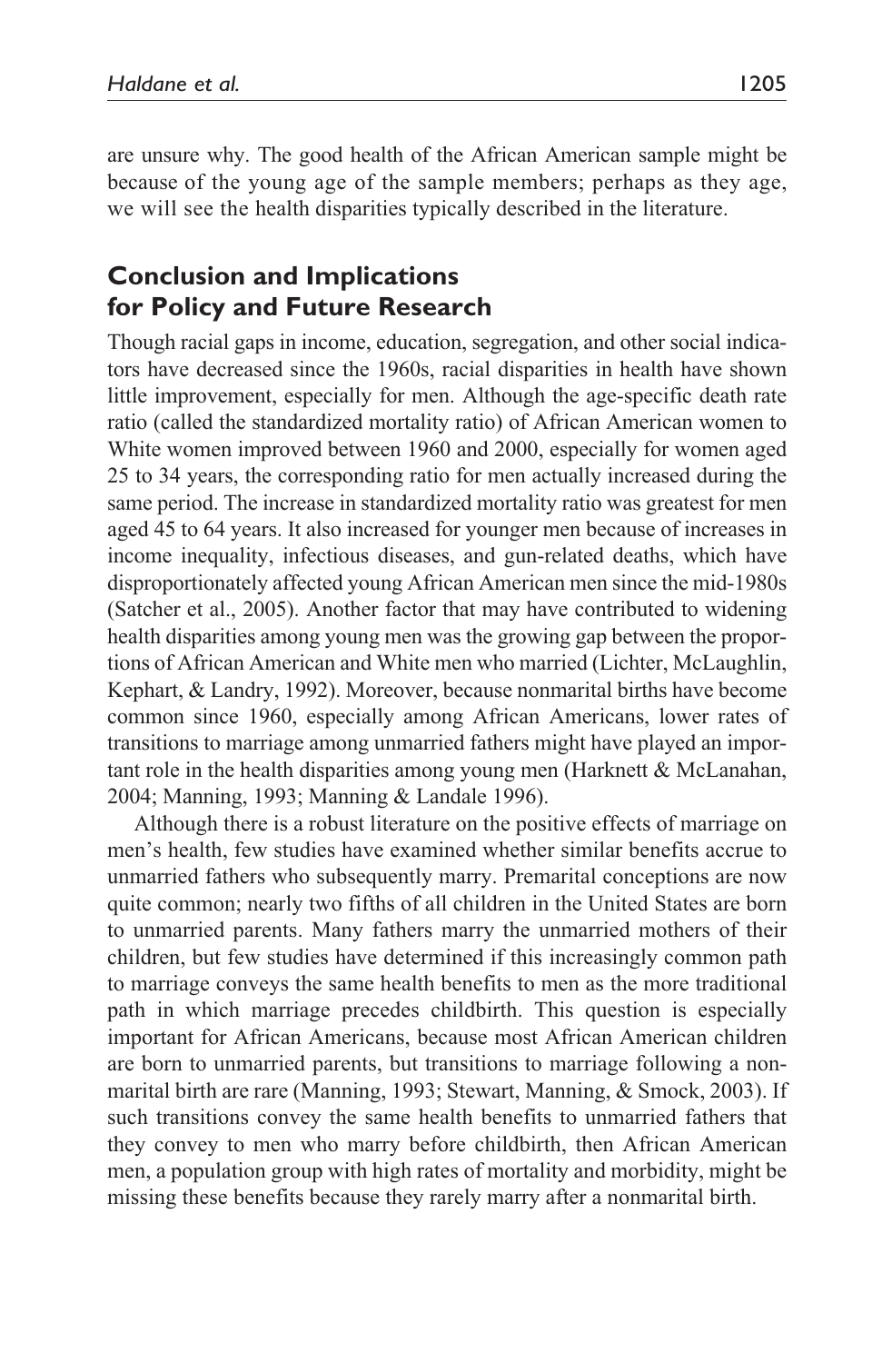are unsure why. The good health of the African American sample might be because of the young age of the sample members; perhaps as they age, we will see the health disparities typically described in the literature.

## Conclusion and Implications for Policy and Future Research

Though racial gaps in income, education, segregation, and other social indicators have decreased since the 1960s, racial disparities in health have shown little improvement, especially for men. Although the age-specific death rate ratio (called the standardized mortality ratio) of African American women to White women improved between 1960 and 2000, especially for women aged 25 to 34 years, the corresponding ratio for men actually increased during the same period. The increase in standardized mortality ratio was greatest for men aged 45 to 64 years. It also increased for younger men because of increases in income inequality, infectious diseases, and gun-related deaths, which have disproportionately affected young African American men since the mid-1980s (Satcher et al., 2005). Another factor that may have contributed to widening health disparities among young men was the growing gap between the proportions of African American and White men who married (Lichter, McLaughlin, Kephart, & Landry, 1992). Moreover, because nonmarital births have become common since 1960, especially among African Americans, lower rates of transitions to marriage among unmarried fathers might have played an important role in the health disparities among young men (Harknett & McLanahan, 2004; Manning, 1993; Manning & Landale 1996).

Although there is a robust literature on the positive effects of marriage on men's health, few studies have examined whether similar benefits accrue to unmarried fathers who subsequently marry. Premarital conceptions are now quite common; nearly two fifths of all children in the United States are born to unmarried parents. Many fathers marry the unmarried mothers of their children, but few studies have determined if this increasingly common path to marriage conveys the same health benefits to men as the more traditional path in which marriage precedes childbirth. This question is especially important for African Americans, because most African American children are born to unmarried parents, but transitions to marriage following a nonmarital birth are rare (Manning, 1993; Stewart, Manning, & Smock, 2003). If such transitions convey the same health benefits to unmarried fathers that they convey to men who marry before childbirth, then African American men, a population group with high rates of mortality and morbidity, might be missing these benefits because they rarely marry after a nonmarital birth.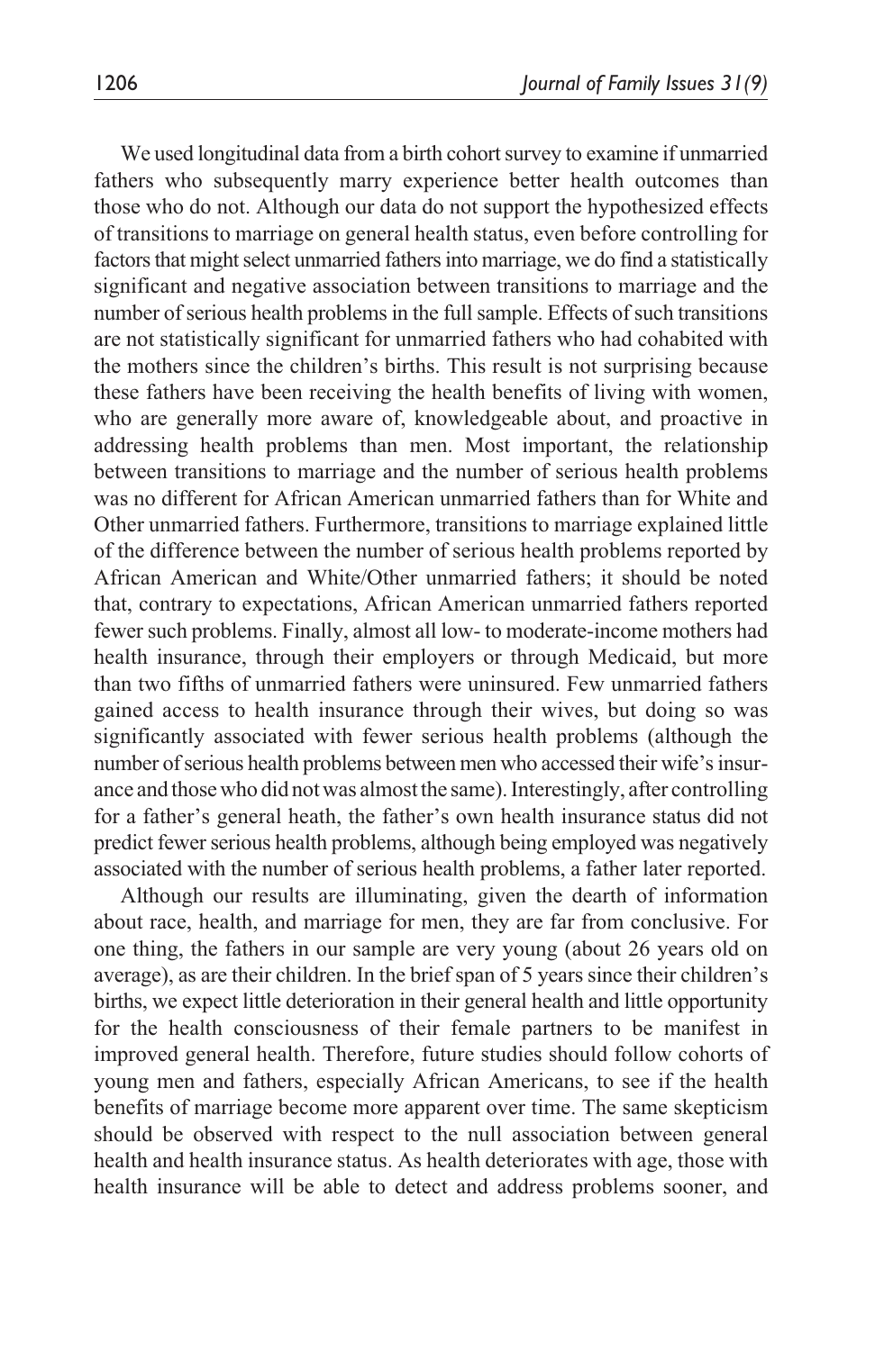We used longitudinal data from a birth cohort survey to examine if unmarried fathers who subsequently marry experience better health outcomes than those who do not. Although our data do not support the hypothesized effects of transitions to marriage on general health status, even before controlling for factors that might select unmarried fathers into marriage, we do find a statistically significant and negative association between transitions to marriage and the number of serious health problems in the full sample. Effects of such transitions are not statistically significant for unmarried fathers who had cohabited with the mothers since the children's births. This result is not surprising because these fathers have been receiving the health benefits of living with women, who are generally more aware of, knowledgeable about, and proactive in addressing health problems than men. Most important, the relationship between transitions to marriage and the number of serious health problems was no different for African American unmarried fathers than for White and Other unmarried fathers. Furthermore, transitions to marriage explained little of the difference between the number of serious health problems reported by African American and White/Other unmarried fathers; it should be noted that, contrary to expectations, African American unmarried fathers reported fewer such problems. Finally, almost all low- to moderate-income mothers had health insurance, through their employers or through Medicaid, but more than two fifths of unmarried fathers were uninsured. Few unmarried fathers gained access to health insurance through their wives, but doing so was significantly associated with fewer serious health problems (although the number of serious health problems between men who accessed their wife's insurance and those who did not was almost the same). Interestingly, after controlling for a father's general heath, the father's own health insurance status did not predict fewer serious health problems, although being employed was negatively associated with the number of serious health problems, a father later reported.

Although our results are illuminating, given the dearth of information about race, health, and marriage for men, they are far from conclusive. For one thing, the fathers in our sample are very young (about 26 years old on average), as are their children. In the brief span of 5 years since their children's births, we expect little deterioration in their general health and little opportunity for the health consciousness of their female partners to be manifest in improved general health. Therefore, future studies should follow cohorts of young men and fathers, especially African Americans, to see if the health benefits of marriage become more apparent over time. The same skepticism should be observed with respect to the null association between general health and health insurance status. As health deteriorates with age, those with health insurance will be able to detect and address problems sooner, and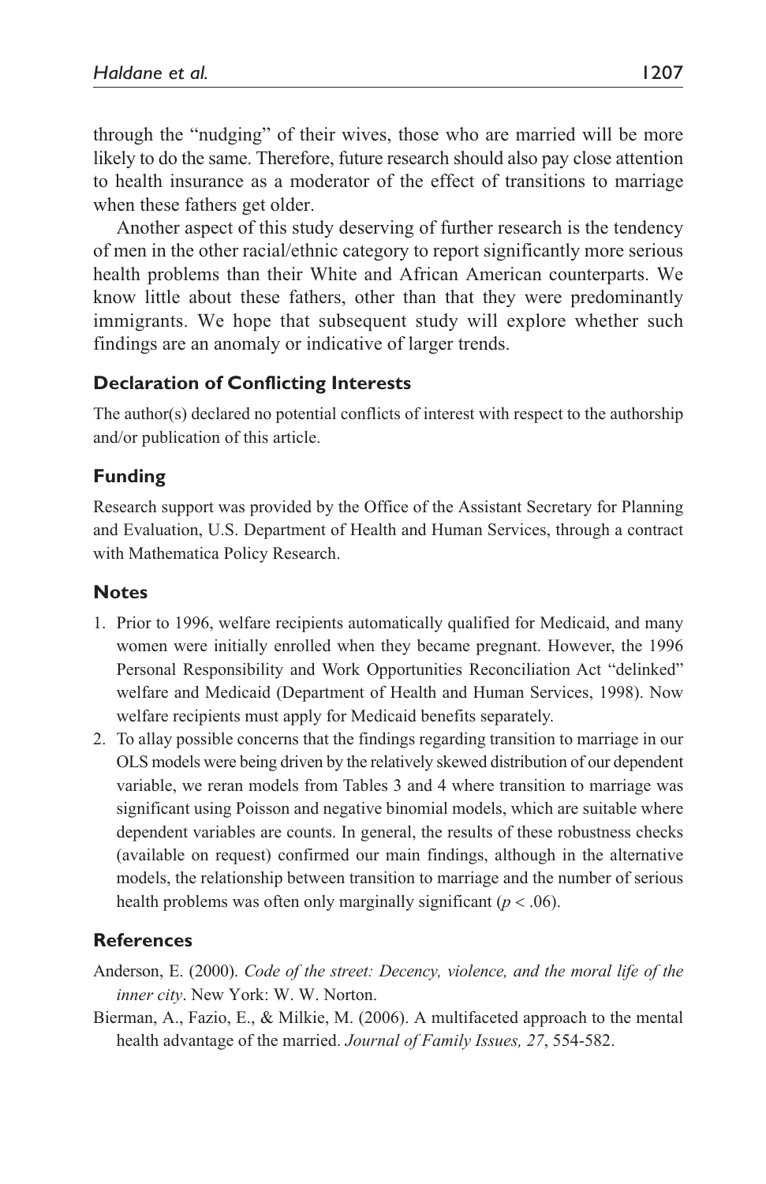through the "nudging" of their wives, those who are married will be more likely to do the same. Therefore, future research should also pay close attention to health insurance as a moderator of the effect of transitions to marriage when these fathers get older.

Another aspect of this study deserving of further research is the tendency of men in the other racial/ethnic category to report significantly more serious health problems than their White and African American counterparts. We know little about these fathers, other than that they were predominantly immigrants. We hope that subsequent study will explore whether such findings are an anomaly or indicative of larger trends.

## Declaration of Conflicting Interests

The author(s) declared no potential conflicts of interest with respect to the authorship and/or publication of this article.

## Funding

Research support was provided by the Office of the Assistant Secretary for Planning and Evaluation, U.S. Department of Health and Human Services, through a contract with Mathematica Policy Research.

## Notes

1. Prior to 1996, welfare recipients automatically qualified for Medicaid, and many women were initially enrolled when they became pregnant. However, the 1996 Personal Responsibility and Work Opportunities Reconciliation Act "delinked" welfare and Medicaid (Department of Health and Human Services, 1998). Now welfare recipients must apply for Medicaid benefits separately.
2. To allay possible concerns that the findings regarding transition to marriage in our OLS models were being driven by the relatively skewed distribution of our dependent variable, we reran models from Tables 3 and 4 where transition to marriage was significant using Poisson and negative binomial models, which are suitable where dependent variables are counts. In general, the results of these robustness checks (available on request) confirmed our main findings, although in the alternative models, the relationship between transition to marriage and the number of serious health problems was often only marginally significant ($p < .06$).

## References

Anderson, E. (2000). *Code of the street: Decency, violence, and the moral life of the inner city*. New York: W. W. Norton.

Bierman, A., Fazio, E., & Milkie, M. (2006). A multifaceted approach to the mental health advantage of the married. *Journal of Family Issues, 27*, 554-582.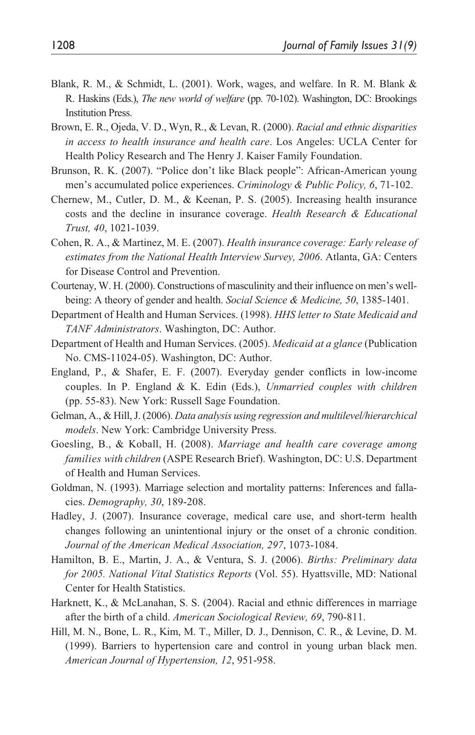Blank, R. M., & Schmidt, L. (2001). Work, wages, and welfare. In R. M. Blank & R. Haskins (Eds.), *The new world of welfare* (pp. 70-102). Washington, DC: Brookings Institution Press.

Brown, E. R., Ojeda, V. D., Wyn, R., & Levan, R. (2000). *Racial and ethnic disparities in access to health insurance and health care*. Los Angeles: UCLA Center for Health Policy Research and The Henry J. Kaiser Family Foundation.

Brunson, R. K. (2007). "Police don't like Black people": African-American young men's accumulated police experiences. *Criminology & Public Policy, 6*, 71-102.

Chernew, M., Cutler, D. M., & Keenan, P. S. (2005). Increasing health insurance costs and the decline in insurance coverage. *Health Research & Educational Trust, 40*, 1021-1039.

Cohen, R. A., & Martinez, M. E. (2007). *Health insurance coverage: Early release of estimates from the National Health Interview Survey, 2006*. Atlanta, GA: Centers for Disease Control and Prevention.

Courtenay, W. H. (2000). Constructions of masculinity and their influence on men's well-being: A theory of gender and health. *Social Science & Medicine, 50*, 1385-1401.

Department of Health and Human Services. (1998). *HHS letter to State Medicaid and TANF Administrators*. Washington, DC: Author.

Department of Health and Human Services. (2005). *Medicaid at a glance* (Publication No. CMS-11024-05). Washington, DC: Author.

England, P., & Shafer, E. F. (2007). Everyday gender conflicts in low-income couples. In P. England & K. Edin (Eds.), *Unmarried couples with children* (pp. 55-83). New York: Russell Sage Foundation.

Gelman, A., & Hill, J. (2006). *Data analysis using regression and multilevel/hierarchical models*. New York: Cambridge University Press.

Goesling, B., & Koball, H. (2008). *Marriage and health care coverage among families with children* (ASPE Research Brief). Washington, DC: U.S. Department of Health and Human Services.

Goldman, N. (1993). Marriage selection and mortality patterns: Inferences and fallacies. *Demography, 30*, 189-208.

Hadley, J. (2007). Insurance coverage, medical care use, and short-term health changes following an unintentional injury or the onset of a chronic condition. *Journal of the American Medical Association, 297*, 1073-1084.

Hamilton, B. E., Martin, J. A., & Ventura, S. J. (2006). *Births: Preliminary data for 2005. National Vital Statistics Reports* (Vol. 55). Hyattsville, MD: National Center for Health Statistics.

Harknett, K., & McLanahan, S. S. (2004). Racial and ethnic differences in marriage after the birth of a child. *American Sociological Review, 69*, 790-811.

Hill, M. N., Bone, L. R., Kim, M. T., Miller, D. J., Dennison, C. R., & Levine, D. M. (1999). Barriers to hypertension care and control in young urban black men. *American Journal of Hypertension, 12*, 951-958.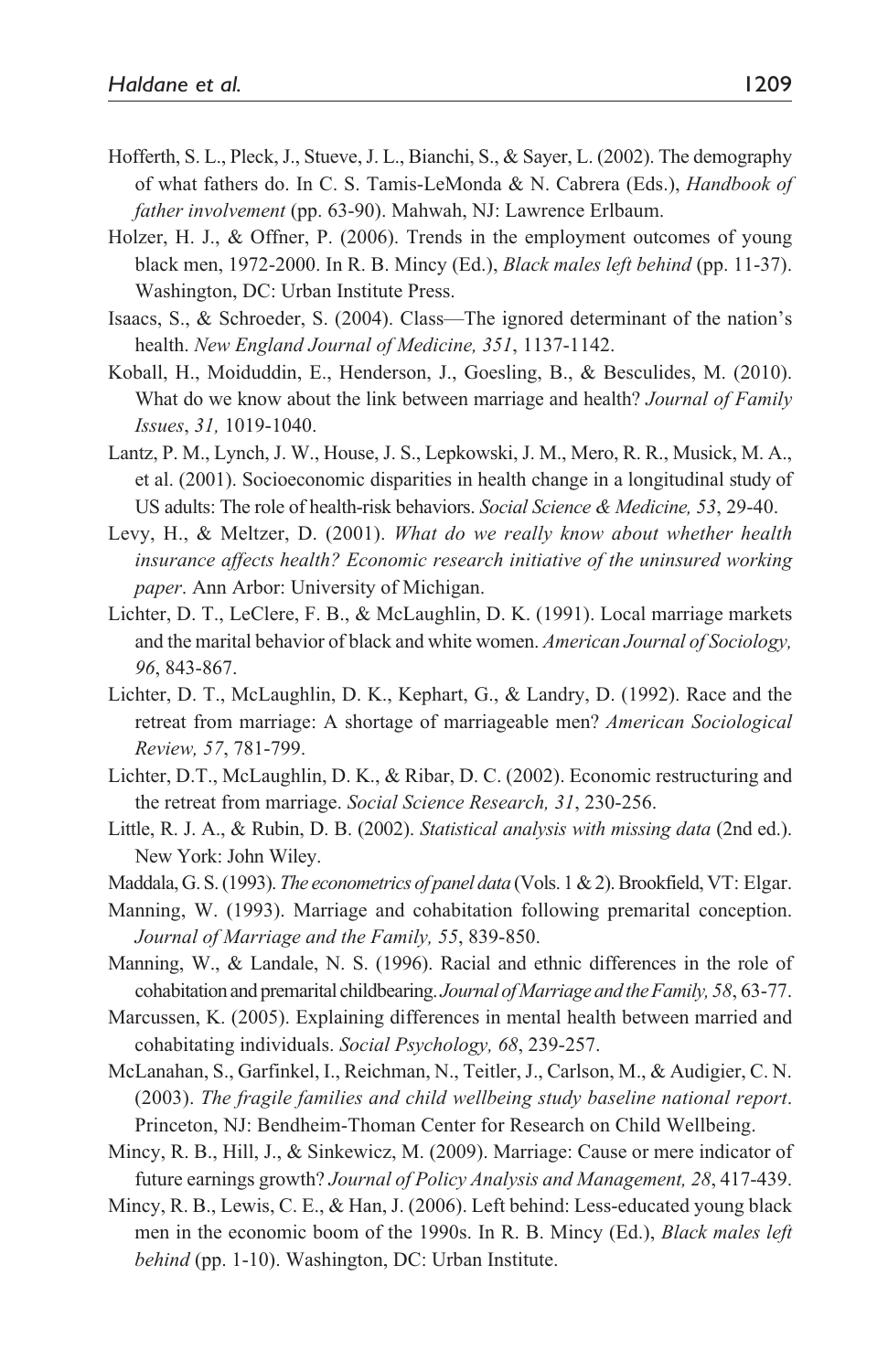Hofferth, S. L., Pleck, J., Stueve, J. L., Bianchi, S., & Sayer, L. (2002). The demography of what fathers do. In C. S. Tamis-LeMonda & N. Cabrera (Eds.), *Handbook of father involvement* (pp. 63-90). Mahwah, NJ: Lawrence Erlbaum.

Holzer, H. J., & Offner, P. (2006). Trends in the employment outcomes of young black men, 1972-2000. In R. B. Mincy (Ed.), *Black males left behind* (pp. 11-37). Washington, DC: Urban Institute Press.

Isaacs, S., & Schroeder, S. (2004). Class—The ignored determinant of the nation's health. *New England Journal of Medicine, 351*, 1137-1142.

Koball, H., Moiduddin, E., Henderson, J., Goesling, B., & Besculides, M. (2010). What do we know about the link between marriage and health? *Journal of Family Issues*, *31,* 1019-1040.

Lantz, P. M., Lynch, J. W., House, J. S., Lepkowski, J. M., Mero, R. R., Musick, M. A., et al. (2001). Socioeconomic disparities in health change in a longitudinal study of US adults: The role of health-risk behaviors. *Social Science & Medicine, 53*, 29-40.

Levy, H., & Meltzer, D. (2001). *What do we really know about whether health insurance affects health? Economic research initiative of the uninsured working paper*. Ann Arbor: University of Michigan.

Lichter, D. T., LeClere, F. B., & McLaughlin, D. K. (1991). Local marriage markets and the marital behavior of black and white women. *American Journal of Sociology, 96*, 843-867.

Lichter, D. T., McLaughlin, D. K., Kephart, G., & Landry, D. (1992). Race and the retreat from marriage: A shortage of marriageable men? *American Sociological Review, 57*, 781-799.

Lichter, D.T., McLaughlin, D. K., & Ribar, D. C. (2002). Economic restructuring and the retreat from marriage. *Social Science Research, 31*, 230-256.

Little, R. J. A., & Rubin, D. B. (2002). *Statistical analysis with missing data* (2nd ed.). New York: John Wiley.

Maddala, G. S. (1993). *The econometrics of panel data* (Vols. 1 & 2). Brookfield, VT: Elgar.

Manning, W. (1993). Marriage and cohabitation following premarital conception. *Journal of Marriage and the Family, 55*, 839-850.

Manning, W., & Landale, N. S. (1996). Racial and ethnic differences in the role of cohabitation and premarital childbearing. *Journal of Marriage and the Family, 58*, 63-77.

Marcussen, K. (2005). Explaining differences in mental health between married and cohabitating individuals. *Social Psychology, 68*, 239-257.

McLanahan, S., Garfinkel, I., Reichman, N., Teitler, J., Carlson, M., & Audigier, C. N. (2003). *The fragile families and child wellbeing study baseline national report*. Princeton, NJ: Bendheim-Thoman Center for Research on Child Wellbeing.

Mincy, R. B., Hill, J., & Sinkewicz, M. (2009). Marriage: Cause or mere indicator of future earnings growth? *Journal of Policy Analysis and Management, 28*, 417-439.

Mincy, R. B., Lewis, C. E., & Han, J. (2006). Left behind: Less-educated young black men in the economic boom of the 1990s. In R. B. Mincy (Ed.), *Black males left behind* (pp. 1-10). Washington, DC: Urban Institute.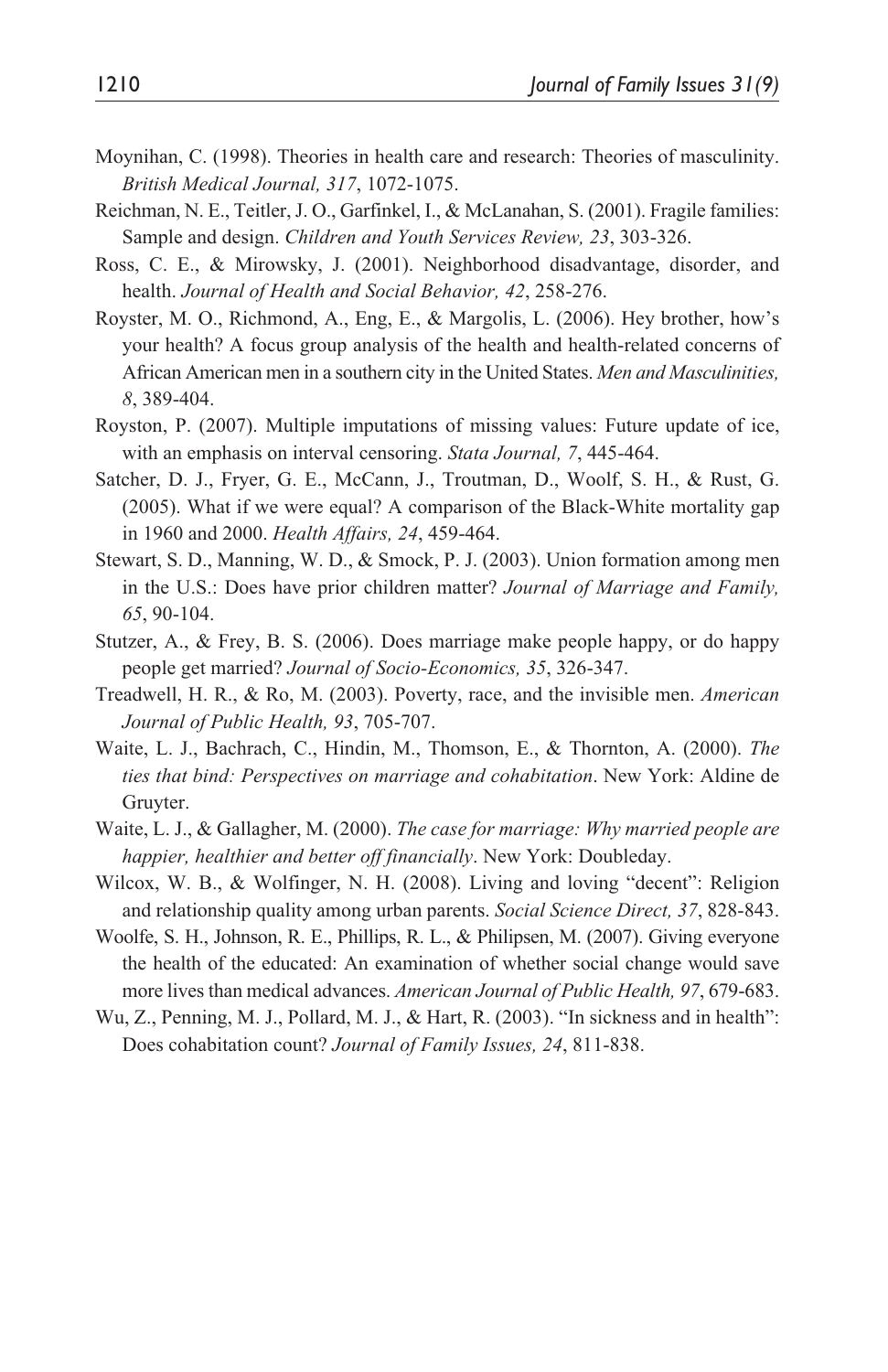Moynihan, C. (1998). Theories in health care and research: Theories of masculinity. *British Medical Journal, 317*, 1072-1075.

Reichman, N. E., Teitler, J. O., Garfinkel, I., & McLanahan, S. (2001). Fragile families: Sample and design. *Children and Youth Services Review, 23*, 303-326.

Ross, C. E., & Mirowsky, J. (2001). Neighborhood disadvantage, disorder, and health. *Journal of Health and Social Behavior, 42*, 258-276.

Royster, M. O., Richmond, A., Eng, E., & Margolis, L. (2006). Hey brother, how's your health? A focus group analysis of the health and health-related concerns of African American men in a southern city in the United States. *Men and Masculinities, 8*, 389-404.

Royston, P. (2007). Multiple imputations of missing values: Future update of ice, with an emphasis on interval censoring. *Stata Journal, 7*, 445-464.

Satcher, D. J., Fryer, G. E., McCann, J., Troutman, D., Woolf, S. H., & Rust, G. (2005). What if we were equal? A comparison of the Black-White mortality gap in 1960 and 2000. *Health Affairs, 24*, 459-464.

Stewart, S. D., Manning, W. D., & Smock, P. J. (2003). Union formation among men in the U.S.: Does have prior children matter? *Journal of Marriage and Family, 65*, 90-104.

Stutzer, A., & Frey, B. S. (2006). Does marriage make people happy, or do happy people get married? *Journal of Socio-Economics, 35*, 326-347.

Treadwell, H. R., & Ro, M. (2003). Poverty, race, and the invisible men. *American Journal of Public Health, 93*, 705-707.

Waite, L. J., Bachrach, C., Hindin, M., Thomson, E., & Thornton, A. (2000). *The ties that bind: Perspectives on marriage and cohabitation*. New York: Aldine de Gruyter.

Waite, L. J., & Gallagher, M. (2000). *The case for marriage: Why married people are happier, healthier and better off financially*. New York: Doubleday.

Wilcox, W. B., & Wolfinger, N. H. (2008). Living and loving "decent": Religion and relationship quality among urban parents. *Social Science Direct, 37*, 828-843.

Woolfe, S. H., Johnson, R. E., Phillips, R. L., & Philipsen, M. (2007). Giving everyone the health of the educated: An examination of whether social change would save more lives than medical advances. *American Journal of Public Health, 97*, 679-683.

Wu, Z., Penning, M. J., Pollard, M. J., & Hart, R. (2003). "In sickness and in health": Does cohabitation count? *Journal of Family Issues, 24*, 811-838.